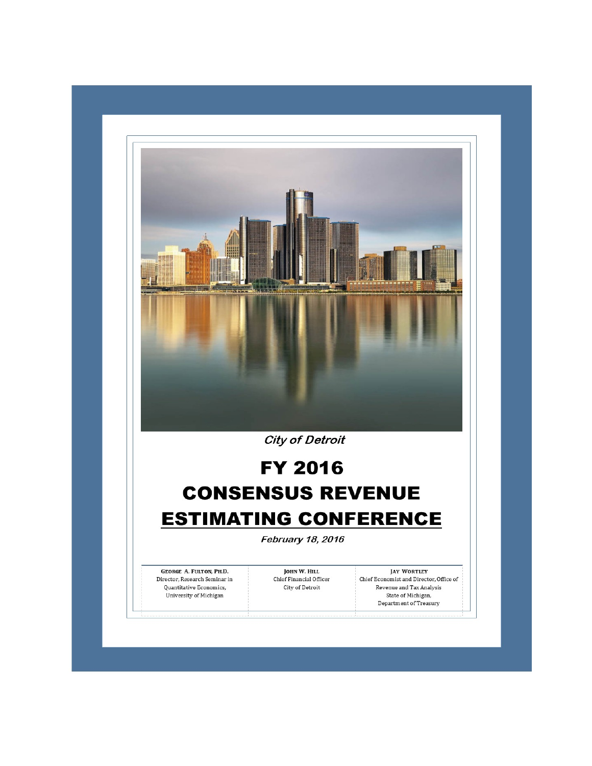*City of Detroit*

# FY 2016
# CONSENSUS REVENUE
# ESTIMATING CONFERENCE

*February 18, 2016*

| GEORGE A. FULTON, PH.D. | JOHN W. HILL | JAY WORTLEY |
|---|---|---|
| Director, Research Seminar in Quantitative Economics, University of Michigan | Chief Financial Officer City of Detroit | Chief Economist and Director, Office of Revenue and Tax Analysis State of Michigan, Department of Treasury |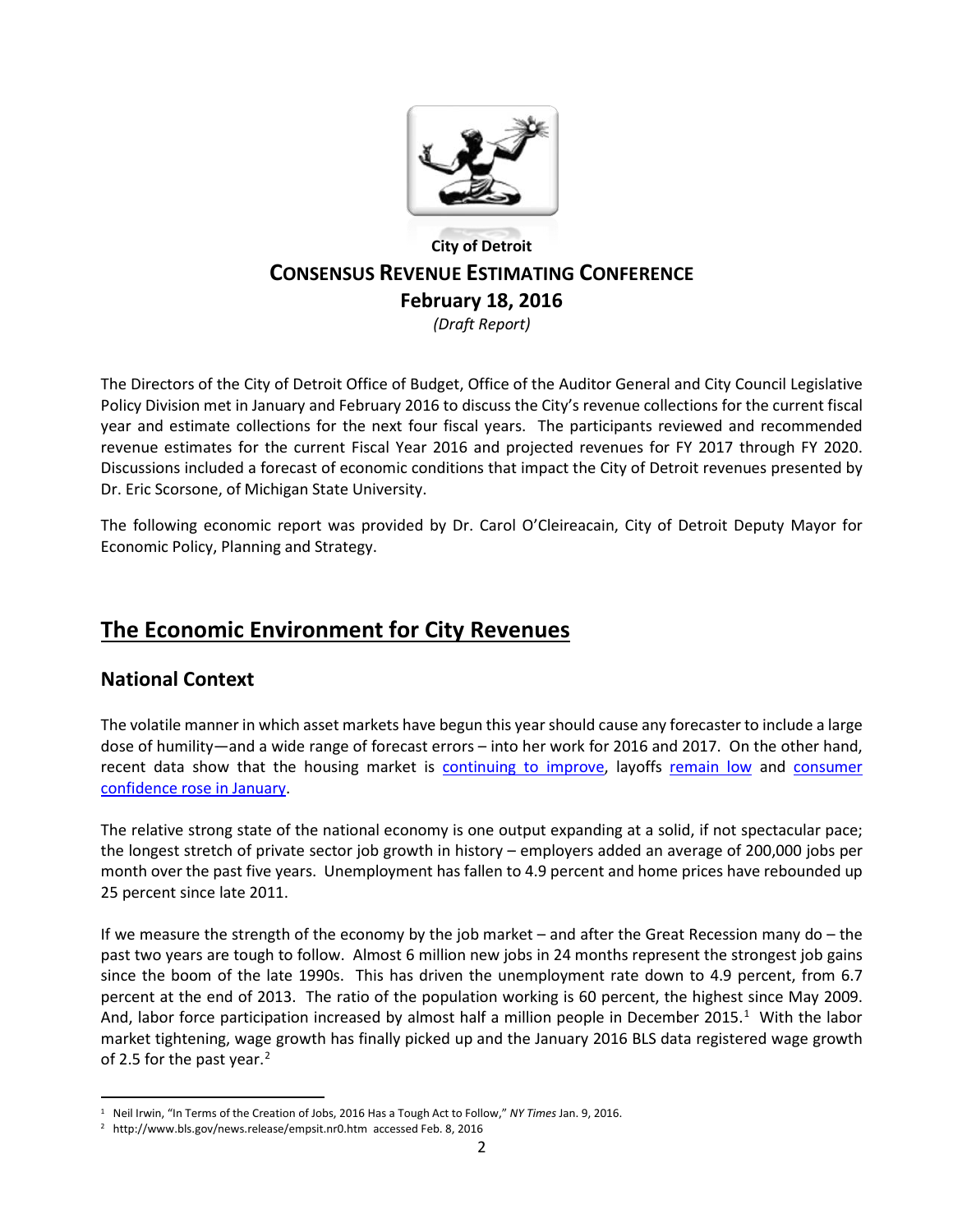**City of Detroit**

# CONSENSUS REVENUE ESTIMATING CONFERENCE

**February 18, 2016**

*(Draft Report)*

The Directors of the City of Detroit Office of Budget, Office of the Auditor General and City Council Legislative Policy Division met in January and February 2016 to discuss the City's revenue collections for the current fiscal year and estimate collections for the next four fiscal years. The participants reviewed and recommended revenue estimates for the current Fiscal Year 2016 and projected revenues for FY 2017 through FY 2020. Discussions included a forecast of economic conditions that impact the City of Detroit revenues presented by Dr. Eric Scorsone, of Michigan State University.

The following economic report was provided by Dr. Carol O'Cleireacain, City of Detroit Deputy Mayor for Economic Policy, Planning and Strategy.

## The Economic Environment for City Revenues

### National Context

The volatile manner in which asset markets have begun this year should cause any forecaster to include a large dose of humility—and a wide range of forecast errors – into her work for 2016 and 2017. On the other hand, recent data show that the housing market is continuing to improve, layoffs remain low and consumer confidence rose in January.

The relative strong state of the national economy is one output expanding at a solid, if not spectacular pace; the longest stretch of private sector job growth in history – employers added an average of 200,000 jobs per month over the past five years. Unemployment has fallen to 4.9 percent and home prices have rebounded up 25 percent since late 2011.

If we measure the strength of the economy by the job market – and after the Great Recession many do – the past two years are tough to follow. Almost 6 million new jobs in 24 months represent the strongest job gains since the boom of the late 1990s. This has driven the unemployment rate down to 4.9 percent, from 6.7 percent at the end of 2013. The ratio of the population working is 60 percent, the highest since May 2009. And, labor force participation increased by almost half a million people in December 2015.[1] With the labor market tightening, wage growth has finally picked up and the January 2016 BLS data registered wage growth of 2.5 for the past year.[2]

---

[1] Neil Irwin, "In Terms of the Creation of Jobs, 2016 Has a Tough Act to Follow," *NY Times* Jan. 9, 2016.

[2] http://www.bls.gov/news.release/empsit.nr0.htm accessed Feb. 8, 2016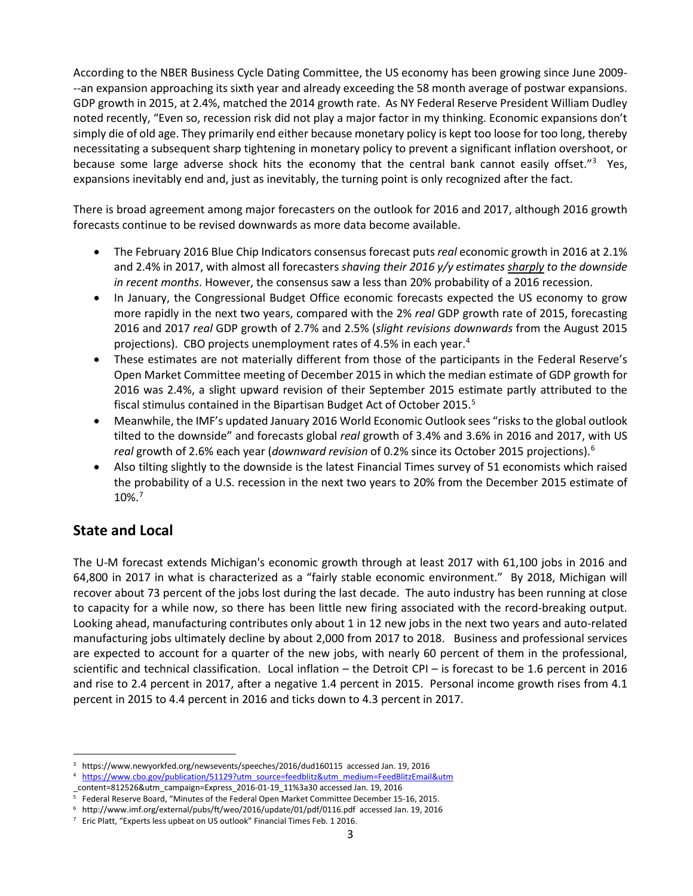According to the NBER Business Cycle Dating Committee, the US economy has been growing since June 2009---an expansion approaching its sixth year and already exceeding the 58 month average of postwar expansions. GDP growth in 2015, at 2.4%, matched the 2014 growth rate. As NY Federal Reserve President William Dudley noted recently, "Even so, recession risk did not play a major factor in my thinking. Economic expansions don't simply die of old age. They primarily end either because monetary policy is kept too loose for too long, thereby necessitating a subsequent sharp tightening in monetary policy to prevent a significant inflation overshoot, or because some large adverse shock hits the economy that the central bank cannot easily offset."[3] Yes, expansions inevitably end and, just as inevitably, the turning point is only recognized after the fact.

There is broad agreement among major forecasters on the outlook for 2016 and 2017, although 2016 growth forecasts continue to be revised downwards as more data become available.

- The February 2016 Blue Chip Indicators consensus forecast puts *real* economic growth in 2016 at 2.1% and 2.4% in 2017, with almost all forecasters *shaving their 2016 y/y estimates <u>sharply</u> to the downside in recent months*. However, the consensus saw a less than 20% probability of a 2016 recession.
- In January, the Congressional Budget Office economic forecasts expected the US economy to grow more rapidly in the next two years, compared with the 2% *real* GDP growth rate of 2015, forecasting 2016 and 2017 *real* GDP growth of 2.7% and 2.5% (*slight revisions downwards* from the August 2015 projections). CBO projects unemployment rates of 4.5% in each year.[4]
- These estimates are not materially different from those of the participants in the Federal Reserve's Open Market Committee meeting of December 2015 in which the median estimate of GDP growth for 2016 was 2.4%, a slight upward revision of their September 2015 estimate partly attributed to the fiscal stimulus contained in the Bipartisan Budget Act of October 2015.[5]
- Meanwhile, the IMF's updated January 2016 World Economic Outlook sees "risks to the global outlook tilted to the downside" and forecasts global *real* growth of 3.4% and 3.6% in 2016 and 2017, with US *real* growth of 2.6% each year (*downward revision* of 0.2% since its October 2015 projections).[6]
- Also tilting slightly to the downside is the latest Financial Times survey of 51 economists which raised the probability of a U.S. recession in the next two years to 20% from the December 2015 estimate of 10%.[7]

## State and Local

The U-M forecast extends Michigan's economic growth through at least 2017 with 61,100 jobs in 2016 and 64,800 in 2017 in what is characterized as a "fairly stable economic environment." By 2018, Michigan will recover about 73 percent of the jobs lost during the last decade. The auto industry has been running at close to capacity for a while now, so there has been little new firing associated with the record-breaking output. Looking ahead, manufacturing contributes only about 1 in 12 new jobs in the next two years and auto-related manufacturing jobs ultimately decline by about 2,000 from 2017 to 2018. Business and professional services are expected to account for a quarter of the new jobs, with nearly 60 percent of them in the professional, scientific and technical classification. Local inflation – the Detroit CPI – is forecast to be 1.6 percent in 2016 and rise to 2.4 percent in 2017, after a negative 1.4 percent in 2015. Personal income growth rises from 4.1 percent in 2015 to 4.4 percent in 2016 and ticks down to 4.3 percent in 2017.

---

[3] https://www.newyorkfed.org/newsevents/speeches/2016/dud160115 accessed Jan. 19, 2016

[4] https://www.cbo.gov/publication/51129?utm_source=feedblitz&utm_medium=FeedBlitzEmail&utm_content=812526&utm_campaign=Express_2016-01-19_11%3a30 accessed Jan. 19, 2016

[5] Federal Reserve Board, "Minutes of the Federal Open Market Committee December 15-16, 2015.

[6] http://www.imf.org/external/pubs/ft/weo/2016/update/01/pdf/0116.pdf accessed Jan. 19, 2016

[7] Eric Platt, "Experts less upbeat on US outlook" Financial Times Feb. 1 2016.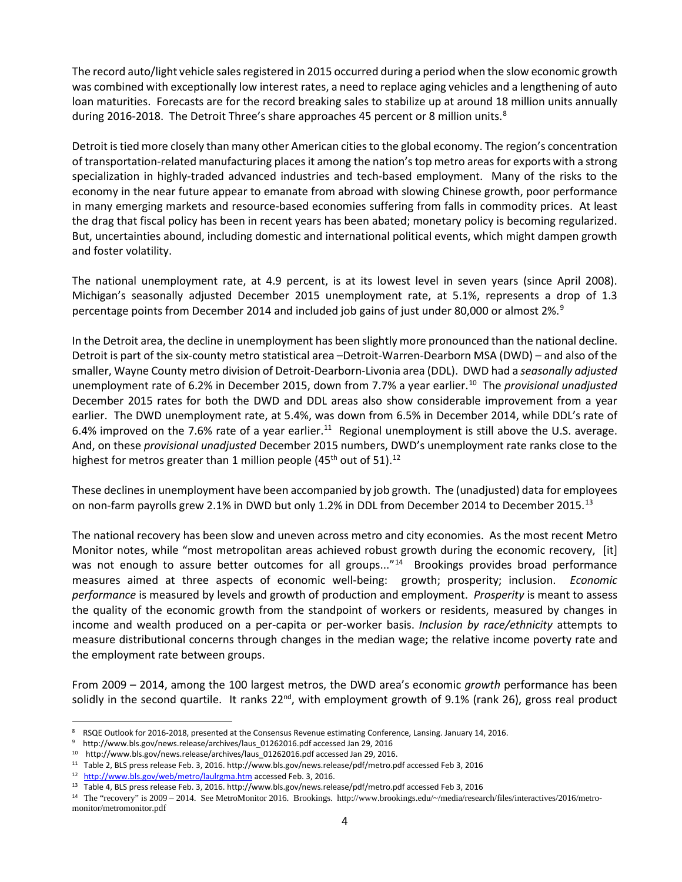The record auto/light vehicle sales registered in 2015 occurred during a period when the slow economic growth was combined with exceptionally low interest rates, a need to replace aging vehicles and a lengthening of auto loan maturities. Forecasts are for the record breaking sales to stabilize up at around 18 million units annually during 2016-2018. The Detroit Three's share approaches 45 percent or 8 million units.[8]

Detroit is tied more closely than many other American cities to the global economy. The region's concentration of transportation-related manufacturing places it among the nation's top metro areas for exports with a strong specialization in highly-traded advanced industries and tech-based employment. Many of the risks to the economy in the near future appear to emanate from abroad with slowing Chinese growth, poor performance in many emerging markets and resource-based economies suffering from falls in commodity prices. At least the drag that fiscal policy has been in recent years has been abated; monetary policy is becoming regularized. But, uncertainties abound, including domestic and international political events, which might dampen growth and foster volatility.

The national unemployment rate, at 4.9 percent, is at its lowest level in seven years (since April 2008). Michigan's seasonally adjusted December 2015 unemployment rate, at 5.1%, represents a drop of 1.3 percentage points from December 2014 and included job gains of just under 80,000 or almost 2%.[9]

In the Detroit area, the decline in unemployment has been slightly more pronounced than the national decline. Detroit is part of the six-county metro statistical area –Detroit-Warren-Dearborn MSA (DWD) – and also of the smaller, Wayne County metro division of Detroit-Dearborn-Livonia area (DDL). DWD had a *seasonally adjusted* unemployment rate of 6.2% in December 2015, down from 7.7% a year earlier.[10] The *provisional unadjusted* December 2015 rates for both the DWD and DDL areas also show considerable improvement from a year earlier. The DWD unemployment rate, at 5.4%, was down from 6.5% in December 2014, while DDL's rate of 6.4% improved on the 7.6% rate of a year earlier.[11] Regional unemployment is still above the U.S. average. And, on these *provisional unadjusted* December 2015 numbers, DWD's unemployment rate ranks close to the highest for metros greater than 1 million people (45th out of 51).[12]

These declines in unemployment have been accompanied by job growth. The (unadjusted) data for employees on non-farm payrolls grew 2.1% in DWD but only 1.2% in DDL from December 2014 to December 2015.[13]

The national recovery has been slow and uneven across metro and city economies. As the most recent Metro Monitor notes, while "most metropolitan areas achieved robust growth during the economic recovery, [it] was not enough to assure better outcomes for all groups..."[14] Brookings provides broad performance measures aimed at three aspects of economic well-being: growth; prosperity; inclusion. *Economic performance* is measured by levels and growth of production and employment. *Prosperity* is meant to assess the quality of the economic growth from the standpoint of workers or residents, measured by changes in income and wealth produced on a per-capita or per-worker basis. *Inclusion by race/ethnicity* attempts to measure distributional concerns through changes in the median wage; the relative income poverty rate and the employment rate between groups.

From 2009 – 2014, among the 100 largest metros, the DWD area's economic *growth* performance has been solidly in the second quartile. It ranks 22nd, with employment growth of 9.1% (rank 26), gross real product

---

[8] RSQE Outlook for 2016-2018, presented at the Consensus Revenue estimating Conference, Lansing. January 14, 2016.

[9] http://www.bls.gov/news.release/archives/laus_01262016.pdf accessed Jan 29, 2016

[10] http://www.bls.gov/news.release/archives/laus_01262016.pdf accessed Jan 29, 2016.

[11] Table 2, BLS press release Feb. 3, 2016. http://www.bls.gov/news.release/pdf/metro.pdf accessed Feb 3, 2016

[12] http://www.bls.gov/web/metro/laulrgma.htm accessed Feb. 3, 2016.

[13] Table 4, BLS press release Feb. 3, 2016. http://www.bls.gov/news.release/pdf/metro.pdf accessed Feb 3, 2016

[14] The "recovery" is 2009 – 2014. See MetroMonitor 2016. Brookings. http://www.brookings.edu/~/media/research/files/interactives/2016/metro-monitor/metromonitor.pdf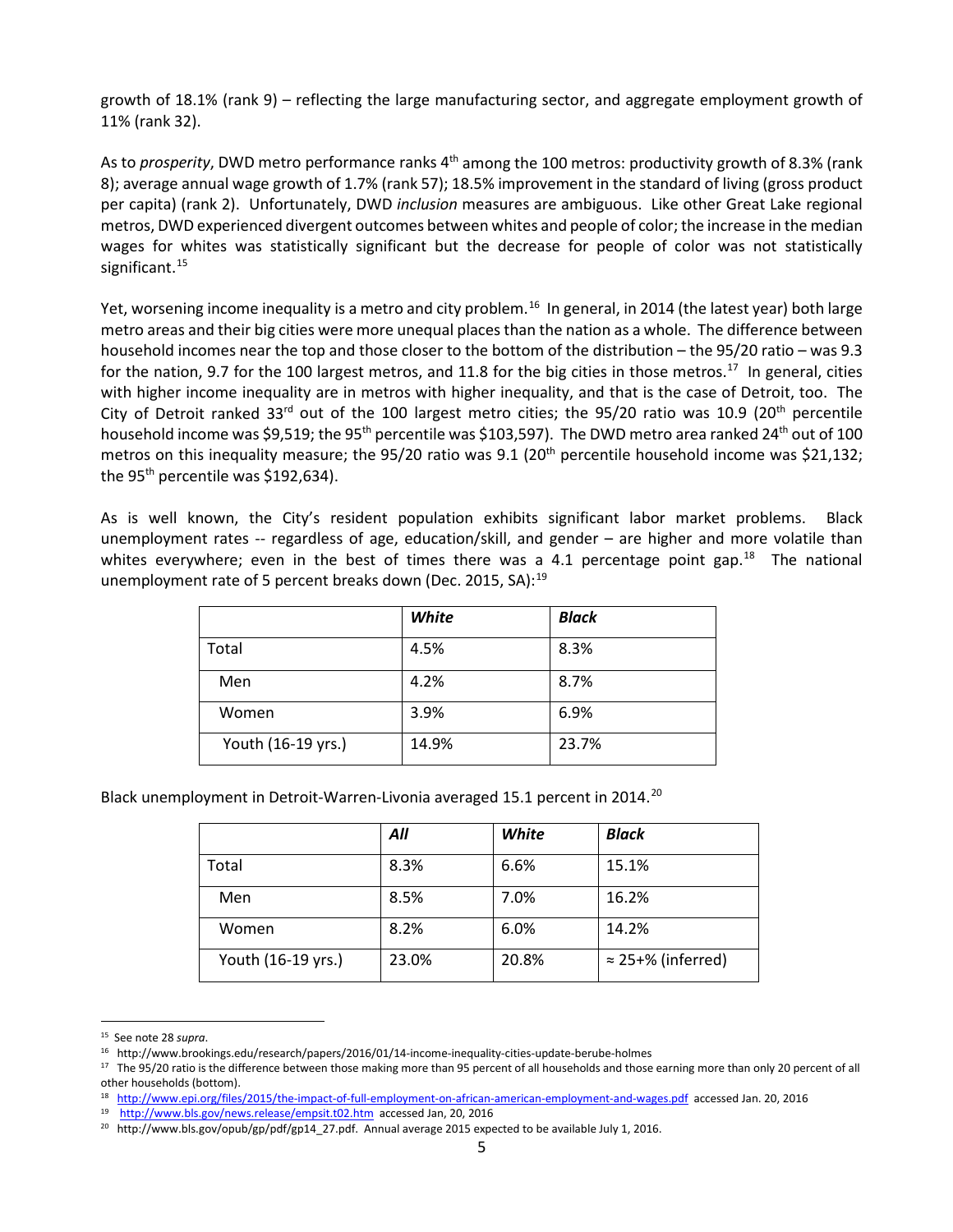growth of 18.1% (rank 9) – reflecting the large manufacturing sector, and aggregate employment growth of 11% (rank 32).

As to *prosperity*, DWD metro performance ranks 4th among the 100 metros: productivity growth of 8.3% (rank 8); average annual wage growth of 1.7% (rank 57); 18.5% improvement in the standard of living (gross product per capita) (rank 2). Unfortunately, DWD *inclusion* measures are ambiguous. Like other Great Lake regional metros, DWD experienced divergent outcomes between whites and people of color; the increase in the median wages for whites was statistically significant but the decrease for people of color was not statistically significant.[15]

Yet, worsening income inequality is a metro and city problem.[16] In general, in 2014 (the latest year) both large metro areas and their big cities were more unequal places than the nation as a whole. The difference between household incomes near the top and those closer to the bottom of the distribution – the 95/20 ratio – was 9.3 for the nation, 9.7 for the 100 largest metros, and 11.8 for the big cities in those metros.[17] In general, cities with higher income inequality are in metros with higher inequality, and that is the case of Detroit, too. The City of Detroit ranked 33rd out of the 100 largest metro cities; the 95/20 ratio was 10.9 (20th percentile household income was $9,519; the 95th percentile was $103,597). The DWD metro area ranked 24th out of 100 metros on this inequality measure; the 95/20 ratio was 9.1 (20th percentile household income was $21,132; the 95th percentile was $192,634).

As is well known, the City's resident population exhibits significant labor market problems. Black unemployment rates -- regardless of age, education/skill, and gender – are higher and more volatile than whites everywhere; even in the best of times there was a 4.1 percentage point gap.[18] The national unemployment rate of 5 percent breaks down (Dec. 2015, SA):[19]

| | ***White*** | ***Black*** |
|---|---|---|
| Total | 4.5% | 8.3% |
| Men | 4.2% | 8.7% |
| Women | 3.9% | 6.9% |
| Youth (16-19 yrs.) | 14.9% | 23.7% |

Black unemployment in Detroit-Warren-Livonia averaged 15.1 percent in 2014.[20]

| | ***All*** | ***White*** | ***Black*** |
|---|---|---|---|
| Total | 8.3% | 6.6% | 15.1% |
| Men | 8.5% | 7.0% | 16.2% |
| Women | 8.2% | 6.0% | 14.2% |
| Youth (16-19 yrs.) | 23.0% | 20.8% | ≈ 25+% (inferred) |

---

[15] See note 28 *supra*.

[16] http://www.brookings.edu/research/papers/2016/01/14-income-inequality-cities-update-berube-holmes

[17] The 95/20 ratio is the difference between those making more than 95 percent of all households and those earning more than only 20 percent of all other households (bottom).

[18] http://www.epi.org/files/2015/the-impact-of-full-employment-on-african-american-employment-and-wages.pdf accessed Jan. 20, 2016

[19] http://www.bls.gov/news.release/empsit.t02.htm accessed Jan, 20, 2016

[20] http://www.bls.gov/opub/gp/pdf/gp14_27.pdf. Annual average 2015 expected to be available July 1, 2016.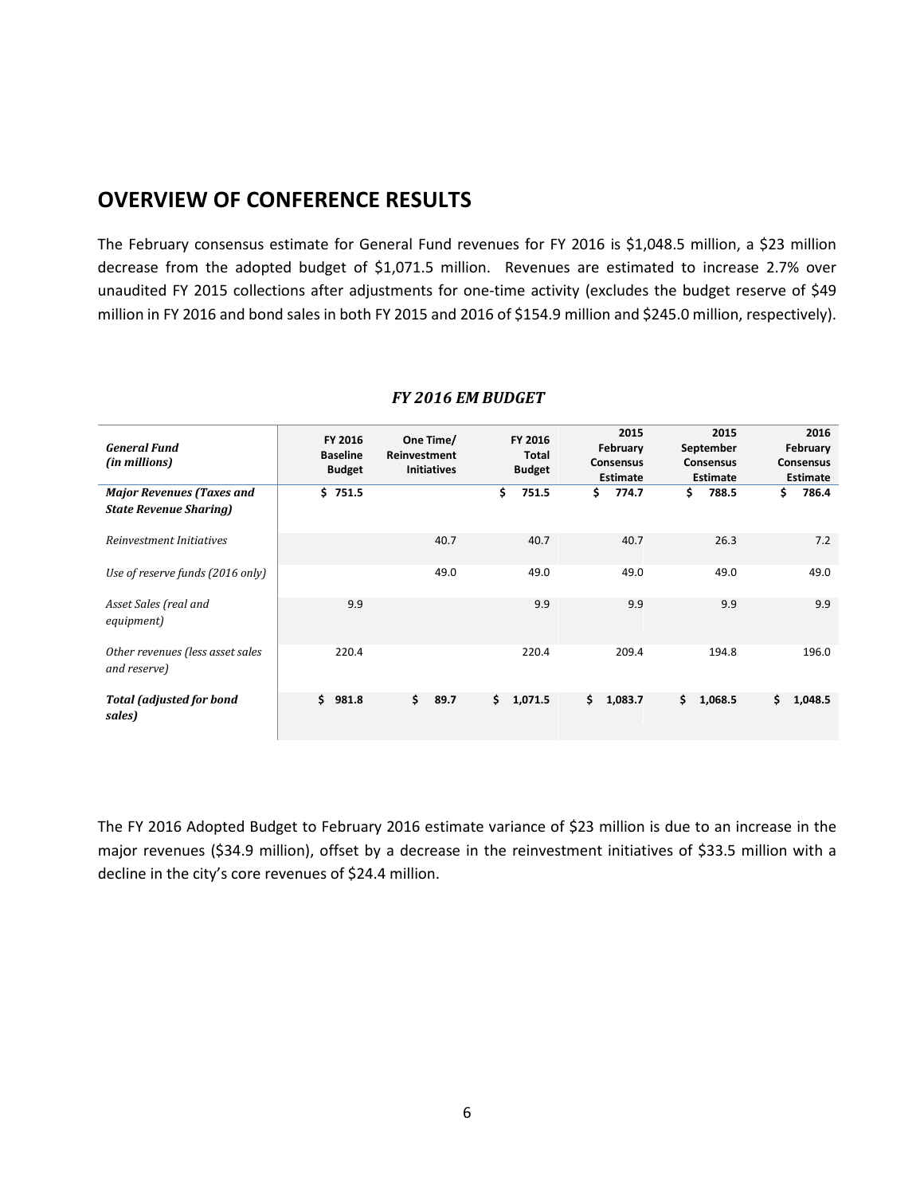## OVERVIEW OF CONFERENCE RESULTS

The February consensus estimate for General Fund revenues for FY 2016 is $1,048.5 million, a $23 million decrease from the adopted budget of $1,071.5 million. Revenues are estimated to increase 2.7% over unaudited FY 2015 collections after adjustments for one-time activity (excludes the budget reserve of $49 million in FY 2016 and bond sales in both FY 2015 and 2016 of $154.9 million and $245.0 million, respectively).

***FY 2016 EM BUDGET***

| *General Fund (in millions)* | FY 2016 Baseline Budget | One Time/ Reinvestment Initiatives | FY 2016 Total Budget | 2015 February Consensus Estimate | 2015 September Consensus Estimate | 2016 February Consensus Estimate |
|---|---|---|---|---|---|---|
| ***Major Revenues (Taxes and State Revenue Sharing)*** | **$ 751.5** | | **$ 751.5** | **$ 774.7** | **$ 788.5** | **$ 786.4** |
| *Reinvestment Initiatives* | | 40.7 | 40.7 | 40.7 | 26.3 | 7.2 |
| *Use of reserve funds (2016 only)* | | 49.0 | 49.0 | 49.0 | 49.0 | 49.0 |
| *Asset Sales (real and equipment)* | 9.9 | | 9.9 | 9.9 | 9.9 | 9.9 |
| *Other revenues (less asset sales and reserve)* | 220.4 | | 220.4 | 209.4 | 194.8 | 196.0 |
| ***Total (adjusted for bond sales)*** | **$ 981.8** | **$ 89.7** | **$ 1,071.5** | **$ 1,083.7** | **$ 1,068.5** | **$ 1,048.5** |

The FY 2016 Adopted Budget to February 2016 estimate variance of $23 million is due to an increase in the major revenues ($34.9 million), offset by a decrease in the reinvestment initiatives of $33.5 million with a decline in the city's core revenues of $24.4 million.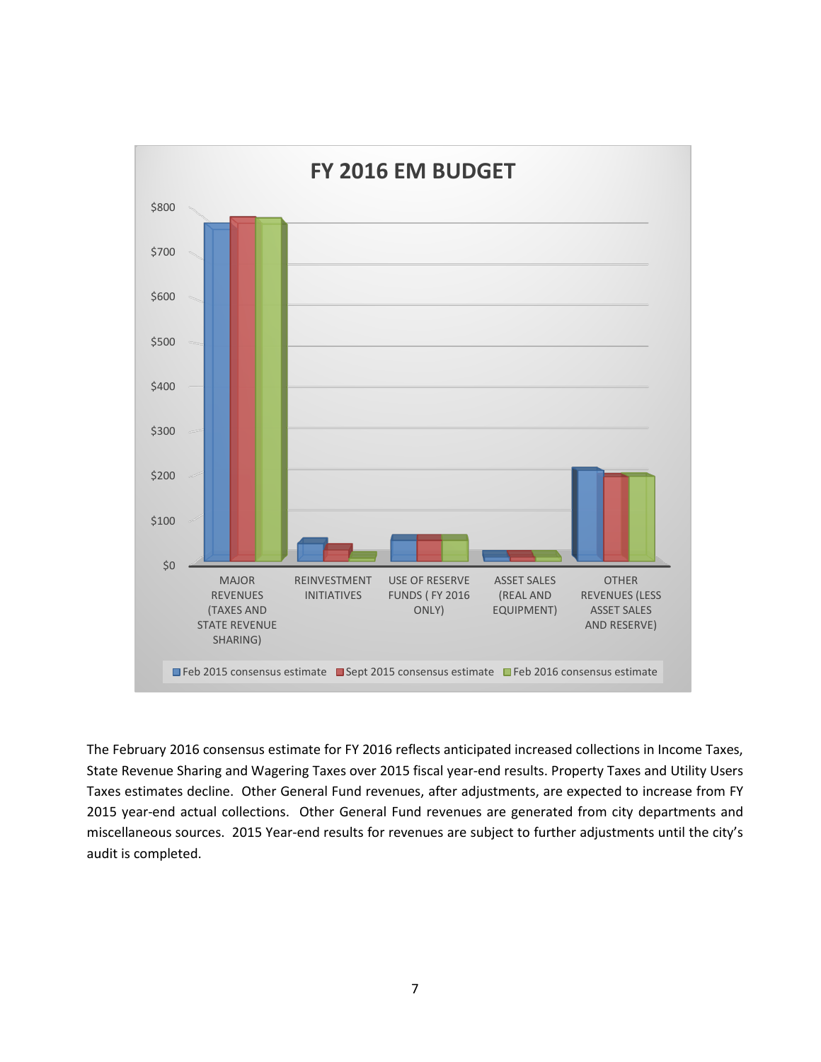**FY 2016 EM BUDGET**

$800

$700

$600

$500

$400

$300

$200

$100

$0

MAJOR REVENUES (TAXES AND STATE REVENUE SHARING) | REINVESTMENT INITIATIVES | USE OF RESERVE FUNDS ( FY 2016 ONLY) | ASSET SALES (REAL AND EQUIPMENT) | OTHER REVENUES (LESS ASSET SALES AND RESERVE)

Feb 2015 consensus estimate | Sept 2015 consensus estimate | Feb 2016 consensus estimate

The February 2016 consensus estimate for FY 2016 reflects anticipated increased collections in Income Taxes, State Revenue Sharing and Wagering Taxes over 2015 fiscal year-end results. Property Taxes and Utility Users Taxes estimates decline. Other General Fund revenues, after adjustments, are expected to increase from FY 2015 year-end actual collections. Other General Fund revenues are generated from city departments and miscellaneous sources. 2015 Year-end results for revenues are subject to further adjustments until the city's audit is completed.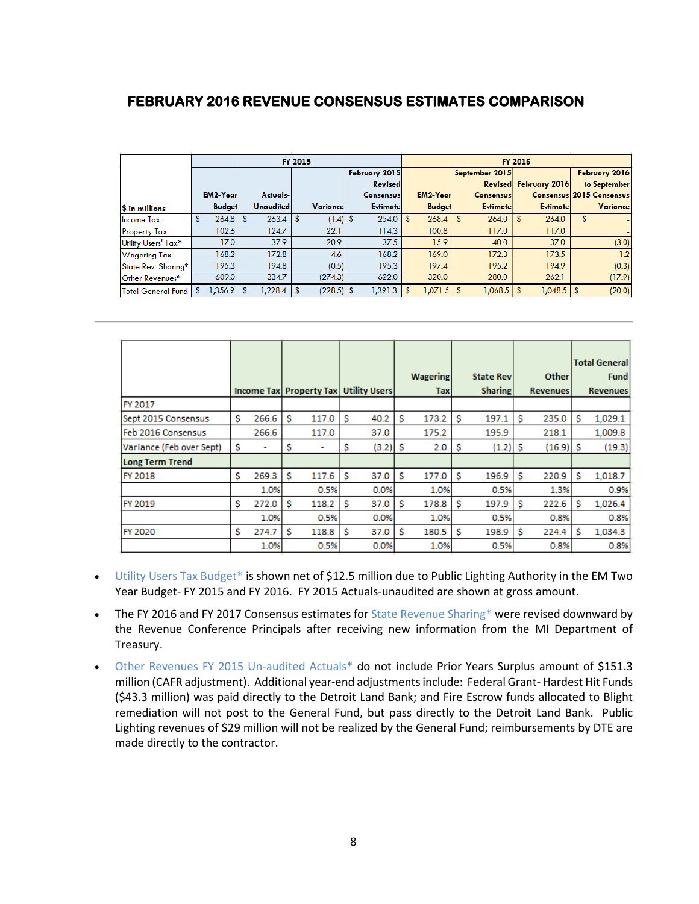# FEBRUARY 2016 REVENUE CONSENSUS ESTIMATES COMPARISON

| $ in millions | FY 2015 | | | | FY 2016 | | | |
|---|---|---|---|---|---|---|---|---|
| | EM2-Year Budget | Actuals-Unaudited | Variance | February 2015 Revised Consensus Estimate | EM2-Year Budget | September 2015 Revised Consensus Estimate | February 2016 Consensus Estimate | February 2016 to September 2015 Consensus Variance |
| Income Tax | $ 264.8 | $ 263.4 | $ (1.4) | $ 254.0 | $ 268.4 | $ 264.0 | $ 264.0 | $ - |
| Property Tax | 102.6 | 124.7 | 22.1 | 114.3 | 100.8 | 117.0 | 117.0 | - |
| Utility Users' Tax* | 17.0 | 37.9 | 20.9 | 37.5 | 15.9 | 40.0 | 37.0 | (3.0) |
| Wagering Tax | 168.2 | 172.8 | 4.6 | 168.2 | 169.0 | 172.3 | 173.5 | 1.2 |
| State Rev. Sharing* | 195.3 | 194.8 | (0.5) | 195.3 | 197.4 | 195.2 | 194.9 | (0.3) |
| Other Revenues* | 609.0 | 334.7 | (274.3) | 622.0 | 320.0 | 280.0 | 262.1 | (17.9) |
| Total General Fund | $ 1,356.9 | $ 1,228.4 | $ (228.5) | $ 1,391.3 | $ 1,071.5 | $ 1,068.5 | $ 1,048.5 | $ (20.0) |

| | Income Tax | Property Tax | Utility Users | Wagering Tax | State Rev Sharing | Other Revenues | Total General Fund Revenues |
|---|---|---|---|---|---|---|---|
| FY 2017 | | | | | | | |
| Sept 2015 Consensus | $ 266.6 | $ 117.0 | $ 40.2 | $ 173.2 | $ 197.1 | $ 235.0 | $ 1,029.1 |
| Feb 2016 Consensus | 266.6 | 117.0 | 37.0 | 175.2 | 195.9 | 218.1 | 1,009.8 |
| Variance (Feb over Sept) | $ - | $ - | $ (3.2) | $ 2.0 | $ (1.2) | $ (16.9) | $ (19.3) |
| **Long Term Trend** | | | | | | | |
| FY 2018 | $ 269.3 | $ 117.6 | $ 37.0 | $ 177.0 | $ 196.9 | $ 220.9 | $ 1,018.7 |
| | 1.0% | 0.5% | 0.0% | 1.0% | 0.5% | 1.3% | 0.9% |
| FY 2019 | $ 272.0 | $ 118.2 | $ 37.0 | $ 178.8 | $ 197.9 | $ 222.6 | $ 1,026.4 |
| | 1.0% | 0.5% | 0.0% | 1.0% | 0.5% | 0.8% | 0.8% |
| FY 2020 | $ 274.7 | $ 118.8 | $ 37.0 | $ 180.5 | $ 198.9 | $ 224.4 | $ 1,034.3 |
| | 1.0% | 0.5% | 0.0% | 1.0% | 0.5% | 0.8% | 0.8% |

- Utility Users Tax Budget* is shown net of $12.5 million due to Public Lighting Authority in the EM Two Year Budget- FY 2015 and FY 2016. FY 2015 Actuals-unaudited are shown at gross amount.
- The FY 2016 and FY 2017 Consensus estimates for State Revenue Sharing* were revised downward by the Revenue Conference Principals after receiving new information from the MI Department of Treasury.
- Other Revenues FY 2015 Un-audited Actuals* do not include Prior Years Surplus amount of $151.3 million (CAFR adjustment). Additional year-end adjustments include: Federal Grant- Hardest Hit Funds ($43.3 million) was paid directly to the Detroit Land Bank; and Fire Escrow funds allocated to Blight remediation will not post to the General Fund, but pass directly to the Detroit Land Bank. Public Lighting revenues of $29 million will not be realized by the General Fund; reimbursements by DTE are made directly to the contractor.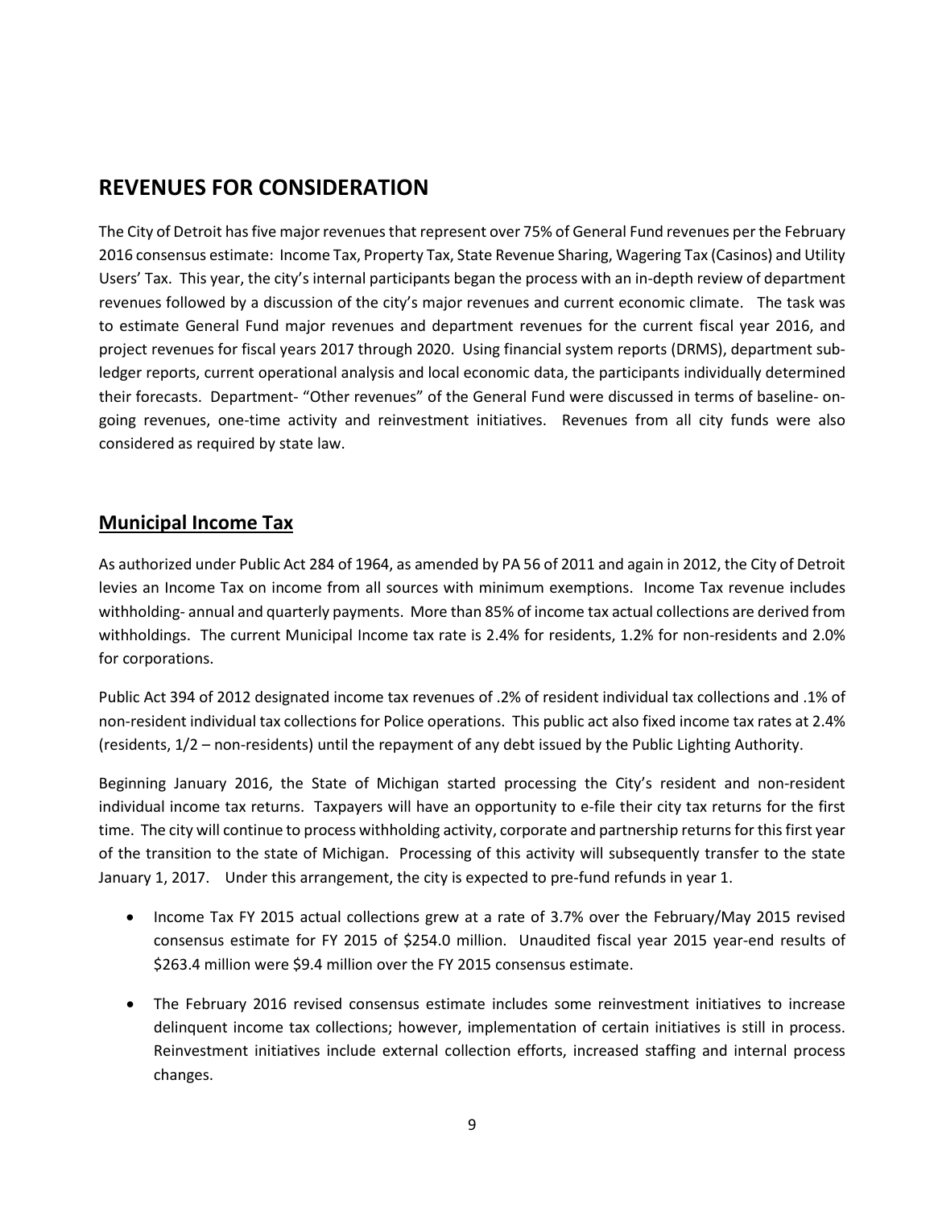## REVENUES FOR CONSIDERATION

The City of Detroit has five major revenues that represent over 75% of General Fund revenues per the February 2016 consensus estimate: Income Tax, Property Tax, State Revenue Sharing, Wagering Tax (Casinos) and Utility Users' Tax. This year, the city's internal participants began the process with an in-depth review of department revenues followed by a discussion of the city's major revenues and current economic climate. The task was to estimate General Fund major revenues and department revenues for the current fiscal year 2016, and project revenues for fiscal years 2017 through 2020. Using financial system reports (DRMS), department sub-ledger reports, current operational analysis and local economic data, the participants individually determined their forecasts. Department- "Other revenues" of the General Fund were discussed in terms of baseline- on-going revenues, one-time activity and reinvestment initiatives. Revenues from all city funds were also considered as required by state law.

### Municipal Income Tax

As authorized under Public Act 284 of 1964, as amended by PA 56 of 2011 and again in 2012, the City of Detroit levies an Income Tax on income from all sources with minimum exemptions. Income Tax revenue includes withholding- annual and quarterly payments. More than 85% of income tax actual collections are derived from withholdings. The current Municipal Income tax rate is 2.4% for residents, 1.2% for non-residents and 2.0% for corporations.

Public Act 394 of 2012 designated income tax revenues of .2% of resident individual tax collections and .1% of non-resident individual tax collections for Police operations. This public act also fixed income tax rates at 2.4% (residents, 1/2 – non-residents) until the repayment of any debt issued by the Public Lighting Authority.

Beginning January 2016, the State of Michigan started processing the City's resident and non-resident individual income tax returns. Taxpayers will have an opportunity to e-file their city tax returns for the first time. The city will continue to process withholding activity, corporate and partnership returns for this first year of the transition to the state of Michigan. Processing of this activity will subsequently transfer to the state January 1, 2017. Under this arrangement, the city is expected to pre-fund refunds in year 1.

- Income Tax FY 2015 actual collections grew at a rate of 3.7% over the February/May 2015 revised consensus estimate for FY 2015 of $254.0 million. Unaudited fiscal year 2015 year-end results of $263.4 million were $9.4 million over the FY 2015 consensus estimate.

- The February 2016 revised consensus estimate includes some reinvestment initiatives to increase delinquent income tax collections; however, implementation of certain initiatives is still in process. Reinvestment initiatives include external collection efforts, increased staffing and internal process changes.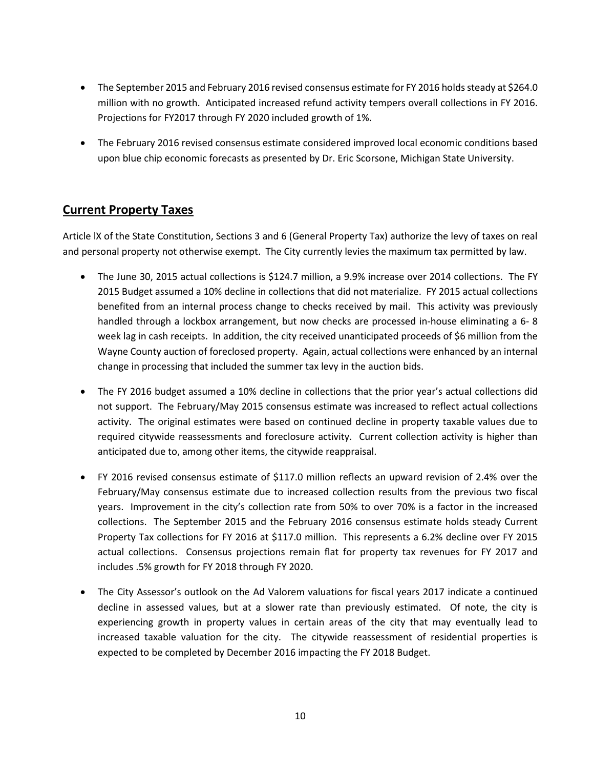- The September 2015 and February 2016 revised consensus estimate for FY 2016 holds steady at $264.0 million with no growth. Anticipated increased refund activity tempers overall collections in FY 2016. Projections for FY2017 through FY 2020 included growth of 1%.

- The February 2016 revised consensus estimate considered improved local economic conditions based upon blue chip economic forecasts as presented by Dr. Eric Scorsone, Michigan State University.

## Current Property Taxes

Article lX of the State Constitution, Sections 3 and 6 (General Property Tax) authorize the levy of taxes on real and personal property not otherwise exempt. The City currently levies the maximum tax permitted by law.

- The June 30, 2015 actual collections is $124.7 million, a 9.9% increase over 2014 collections. The FY 2015 Budget assumed a 10% decline in collections that did not materialize. FY 2015 actual collections benefited from an internal process change to checks received by mail. This activity was previously handled through a lockbox arrangement, but now checks are processed in-house eliminating a 6- 8 week lag in cash receipts. In addition, the city received unanticipated proceeds of $6 million from the Wayne County auction of foreclosed property. Again, actual collections were enhanced by an internal change in processing that included the summer tax levy in the auction bids.

- The FY 2016 budget assumed a 10% decline in collections that the prior year's actual collections did not support. The February/May 2015 consensus estimate was increased to reflect actual collections activity. The original estimates were based on continued decline in property taxable values due to required citywide reassessments and foreclosure activity. Current collection activity is higher than anticipated due to, among other items, the citywide reappraisal.

- FY 2016 revised consensus estimate of $117.0 million reflects an upward revision of 2.4% over the February/May consensus estimate due to increased collection results from the previous two fiscal years. Improvement in the city's collection rate from 50% to over 70% is a factor in the increased collections. The September 2015 and the February 2016 consensus estimate holds steady Current Property Tax collections for FY 2016 at $117.0 million. This represents a 6.2% decline over FY 2015 actual collections. Consensus projections remain flat for property tax revenues for FY 2017 and includes .5% growth for FY 2018 through FY 2020.

- The City Assessor's outlook on the Ad Valorem valuations for fiscal years 2017 indicate a continued decline in assessed values, but at a slower rate than previously estimated. Of note, the city is experiencing growth in property values in certain areas of the city that may eventually lead to increased taxable valuation for the city. The citywide reassessment of residential properties is expected to be completed by December 2016 impacting the FY 2018 Budget.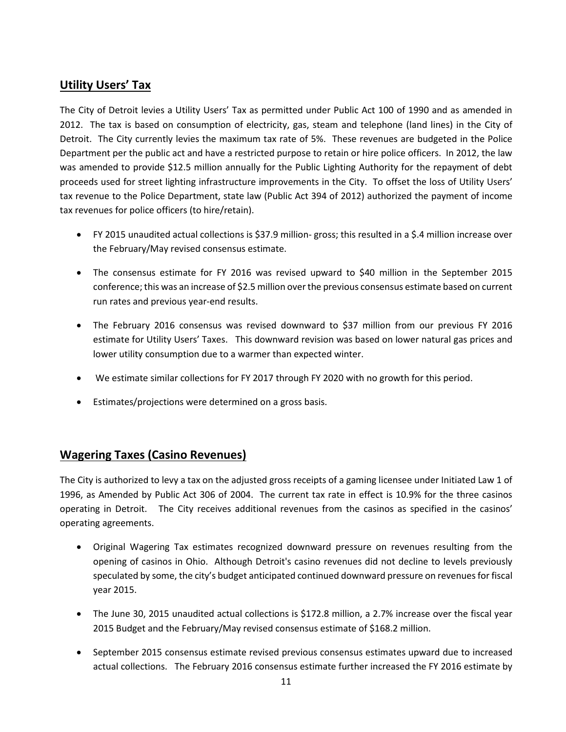## Utility Users' Tax

The City of Detroit levies a Utility Users' Tax as permitted under Public Act 100 of 1990 and as amended in 2012. The tax is based on consumption of electricity, gas, steam and telephone (land lines) in the City of Detroit. The City currently levies the maximum tax rate of 5%. These revenues are budgeted in the Police Department per the public act and have a restricted purpose to retain or hire police officers. In 2012, the law was amended to provide $12.5 million annually for the Public Lighting Authority for the repayment of debt proceeds used for street lighting infrastructure improvements in the City. To offset the loss of Utility Users' tax revenue to the Police Department, state law (Public Act 394 of 2012) authorized the payment of income tax revenues for police officers (to hire/retain).

- FY 2015 unaudited actual collections is $37.9 million- gross; this resulted in a $.4 million increase over the February/May revised consensus estimate.
- The consensus estimate for FY 2016 was revised upward to $40 million in the September 2015 conference; this was an increase of $2.5 million over the previous consensus estimate based on current run rates and previous year-end results.
- The February 2016 consensus was revised downward to $37 million from our previous FY 2016 estimate for Utility Users' Taxes. This downward revision was based on lower natural gas prices and lower utility consumption due to a warmer than expected winter.
- We estimate similar collections for FY 2017 through FY 2020 with no growth for this period.
- Estimates/projections were determined on a gross basis.

## Wagering Taxes (Casino Revenues)

The City is authorized to levy a tax on the adjusted gross receipts of a gaming licensee under Initiated Law 1 of 1996, as Amended by Public Act 306 of 2004. The current tax rate in effect is 10.9% for the three casinos operating in Detroit. The City receives additional revenues from the casinos as specified in the casinos' operating agreements.

- Original Wagering Tax estimates recognized downward pressure on revenues resulting from the opening of casinos in Ohio. Although Detroit's casino revenues did not decline to levels previously speculated by some, the city's budget anticipated continued downward pressure on revenues for fiscal year 2015.
- The June 30, 2015 unaudited actual collections is $172.8 million, a 2.7% increase over the fiscal year 2015 Budget and the February/May revised consensus estimate of $168.2 million.
- September 2015 consensus estimate revised previous consensus estimates upward due to increased actual collections. The February 2016 consensus estimate further increased the FY 2016 estimate by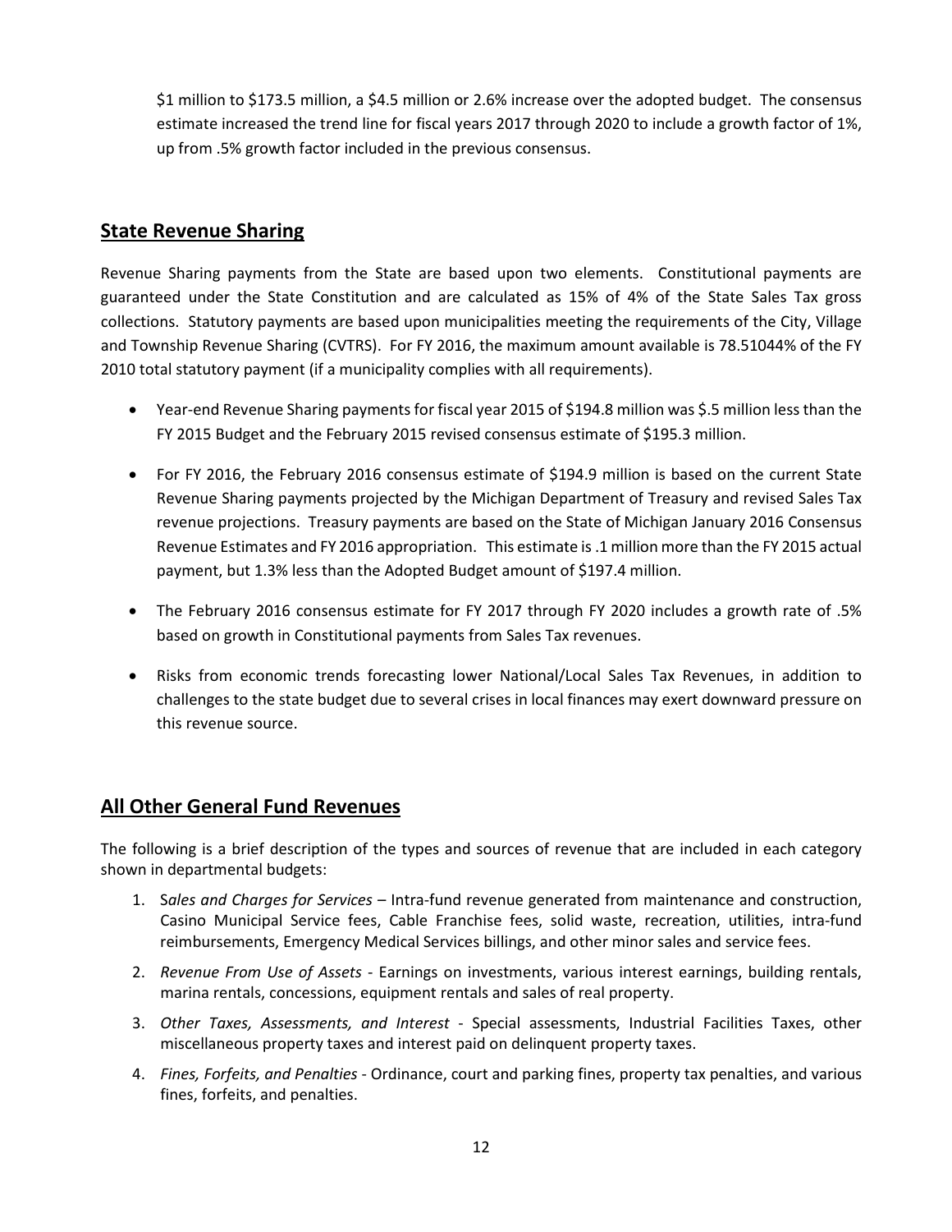$1 million to $173.5 million, a $4.5 million or 2.6% increase over the adopted budget. The consensus estimate increased the trend line for fiscal years 2017 through 2020 to include a growth factor of 1%, up from .5% growth factor included in the previous consensus.

## State Revenue Sharing

Revenue Sharing payments from the State are based upon two elements. Constitutional payments are guaranteed under the State Constitution and are calculated as 15% of 4% of the State Sales Tax gross collections. Statutory payments are based upon municipalities meeting the requirements of the City, Village and Township Revenue Sharing (CVTRS). For FY 2016, the maximum amount available is 78.51044% of the FY 2010 total statutory payment (if a municipality complies with all requirements).

- Year-end Revenue Sharing payments for fiscal year 2015 of $194.8 million was $.5 million less than the FY 2015 Budget and the February 2015 revised consensus estimate of $195.3 million.
- For FY 2016, the February 2016 consensus estimate of $194.9 million is based on the current State Revenue Sharing payments projected by the Michigan Department of Treasury and revised Sales Tax revenue projections. Treasury payments are based on the State of Michigan January 2016 Consensus Revenue Estimates and FY 2016 appropriation. This estimate is .1 million more than the FY 2015 actual payment, but 1.3% less than the Adopted Budget amount of $197.4 million.
- The February 2016 consensus estimate for FY 2017 through FY 2020 includes a growth rate of .5% based on growth in Constitutional payments from Sales Tax revenues.
- Risks from economic trends forecasting lower National/Local Sales Tax Revenues, in addition to challenges to the state budget due to several crises in local finances may exert downward pressure on this revenue source.

## All Other General Fund Revenues

The following is a brief description of the types and sources of revenue that are included in each category shown in departmental budgets:

1. S*ales and Charges for Services* – Intra-fund revenue generated from maintenance and construction, Casino Municipal Service fees, Cable Franchise fees, solid waste, recreation, utilities, intra-fund reimbursements, Emergency Medical Services billings, and other minor sales and service fees.
2. *Revenue From Use of Assets* - Earnings on investments, various interest earnings, building rentals, marina rentals, concessions, equipment rentals and sales of real property.
3. *Other Taxes, Assessments, and Interest* - Special assessments, Industrial Facilities Taxes, other miscellaneous property taxes and interest paid on delinquent property taxes.
4. *Fines, Forfeits, and Penalties* - Ordinance, court and parking fines, property tax penalties, and various fines, forfeits, and penalties.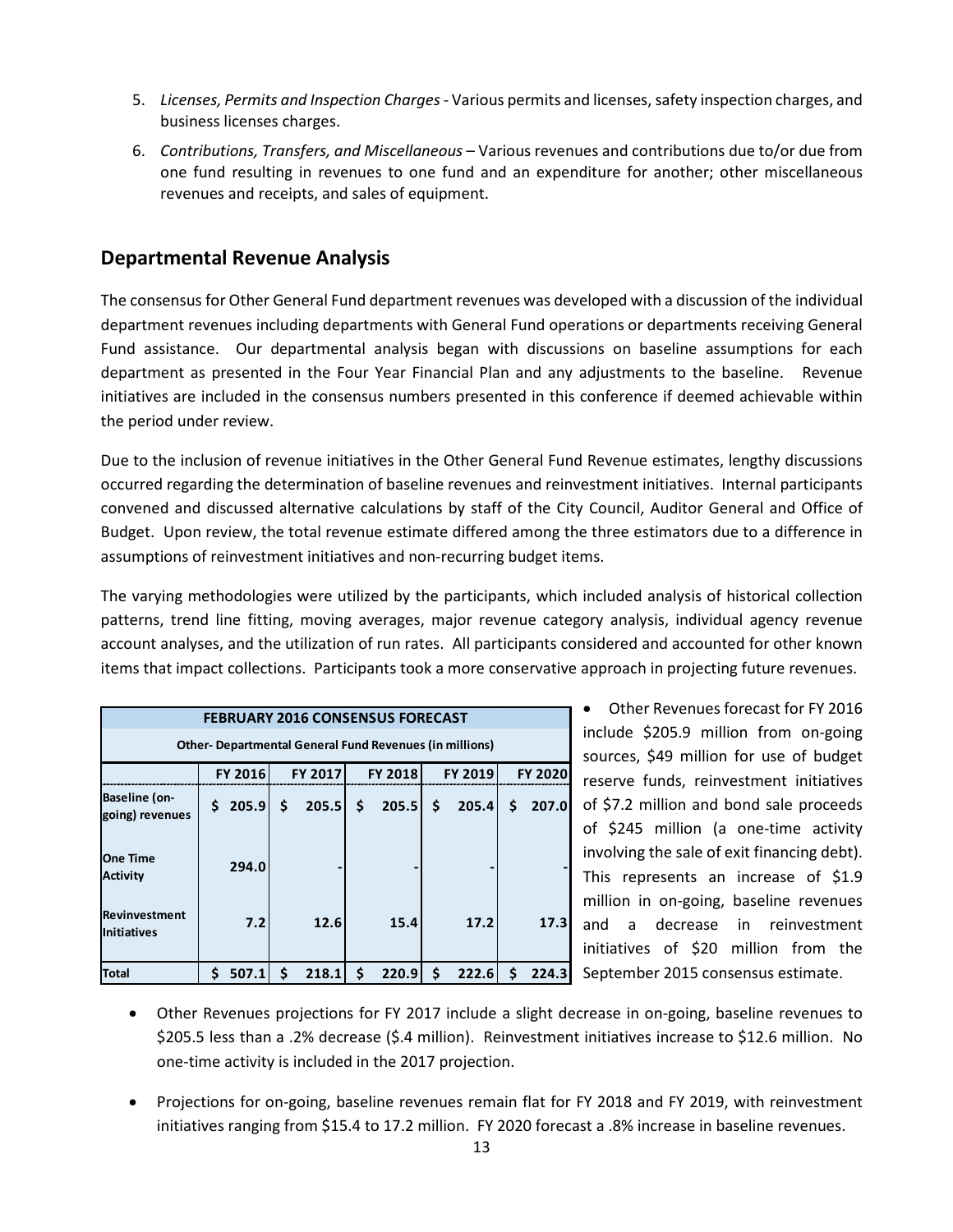5. *Licenses, Permits and Inspection Charges* - Various permits and licenses, safety inspection charges, and business licenses charges.
6. *Contributions, Transfers, and Miscellaneous* – Various revenues and contributions due to/or due from one fund resulting in revenues to one fund and an expenditure for another; other miscellaneous revenues and receipts, and sales of equipment.

## Departmental Revenue Analysis

The consensus for Other General Fund department revenues was developed with a discussion of the individual department revenues including departments with General Fund operations or departments receiving General Fund assistance. Our departmental analysis began with discussions on baseline assumptions for each department as presented in the Four Year Financial Plan and any adjustments to the baseline. Revenue initiatives are included in the consensus numbers presented in this conference if deemed achievable within the period under review.

Due to the inclusion of revenue initiatives in the Other General Fund Revenue estimates, lengthy discussions occurred regarding the determination of baseline revenues and reinvestment initiatives. Internal participants convened and discussed alternative calculations by staff of the City Council, Auditor General and Office of Budget. Upon review, the total revenue estimate differed among the three estimators due to a difference in assumptions of reinvestment initiatives and non-recurring budget items.

The varying methodologies were utilized by the participants, which included analysis of historical collection patterns, trend line fitting, moving averages, major revenue category analysis, individual agency revenue account analyses, and the utilization of run rates. All participants considered and accounted for other known items that impact collections. Participants took a more conservative approach in projecting future revenues.

| FEBRUARY 2016 CONSENSUS FORECAST | | | | | |
|---|---|---|---|---|---|
| Other- Departmental General Fund Revenues (in millions) | | | | | |
| | FY 2016 | FY 2017 | FY 2018 | FY 2019 | FY 2020 |
| Baseline (on-going) revenues | $ 205.9 | $ 205.5 | $ 205.5 | $ 205.4 | $ 207.0 |
| One Time Activity | 294.0 | - | - | - | - |
| Reinvestment Initiatives | 7.2 | 12.6 | 15.4 | 17.2 | 17.3 |
| Total | $ 507.1 | $ 218.1 | $ 220.9 | $ 222.6 | $ 224.3 |

- Other Revenues forecast for FY 2016 include $205.9 million from on-going sources, $49 million for use of budget reserve funds, reinvestment initiatives of $7.2 million and bond sale proceeds of $245 million (a one-time activity involving the sale of exit financing debt). This represents an increase of $1.9 million in on-going, baseline revenues and a decrease in reinvestment initiatives of $20 million from the September 2015 consensus estimate.
- Other Revenues projections for FY 2017 include a slight decrease in on-going, baseline revenues to $205.5 less than a .2% decrease ($.4 million). Reinvestment initiatives increase to $12.6 million. No one-time activity is included in the 2017 projection.
- Projections for on-going, baseline revenues remain flat for FY 2018 and FY 2019, with reinvestment initiatives ranging from $15.4 to 17.2 million. FY 2020 forecast a .8% increase in baseline revenues.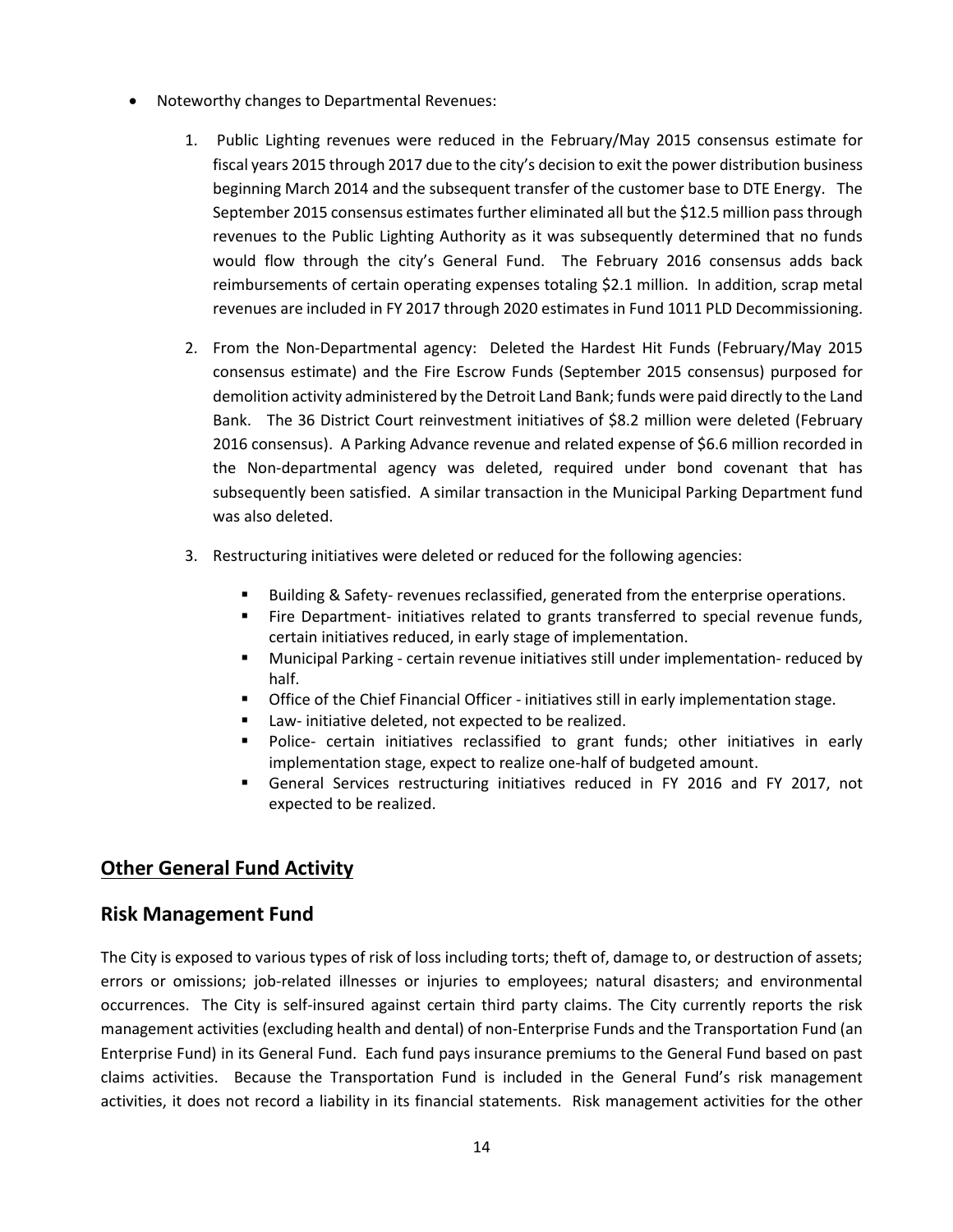- Noteworthy changes to Departmental Revenues:

  1. Public Lighting revenues were reduced in the February/May 2015 consensus estimate for fiscal years 2015 through 2017 due to the city's decision to exit the power distribution business beginning March 2014 and the subsequent transfer of the customer base to DTE Energy. The September 2015 consensus estimates further eliminated all but the $12.5 million pass through revenues to the Public Lighting Authority as it was subsequently determined that no funds would flow through the city's General Fund. The February 2016 consensus adds back reimbursements of certain operating expenses totaling $2.1 million. In addition, scrap metal revenues are included in FY 2017 through 2020 estimates in Fund 1011 PLD Decommissioning.

  2. From the Non-Departmental agency: Deleted the Hardest Hit Funds (February/May 2015 consensus estimate) and the Fire Escrow Funds (September 2015 consensus) purposed for demolition activity administered by the Detroit Land Bank; funds were paid directly to the Land Bank. The 36 District Court reinvestment initiatives of $8.2 million were deleted (February 2016 consensus). A Parking Advance revenue and related expense of $6.6 million recorded in the Non-departmental agency was deleted, required under bond covenant that has subsequently been satisfied. A similar transaction in the Municipal Parking Department fund was also deleted.

  3. Restructuring initiatives were deleted or reduced for the following agencies:

     - Building & Safety- revenues reclassified, generated from the enterprise operations.
     - Fire Department- initiatives related to grants transferred to special revenue funds, certain initiatives reduced, in early stage of implementation.
     - Municipal Parking - certain revenue initiatives still under implementation- reduced by half.
     - Office of the Chief Financial Officer - initiatives still in early implementation stage.
     - Law- initiative deleted, not expected to be realized.
     - Police- certain initiatives reclassified to grant funds; other initiatives in early implementation stage, expect to realize one-half of budgeted amount.
     - General Services restructuring initiatives reduced in FY 2016 and FY 2017, not expected to be realized.

## Other General Fund Activity

## Risk Management Fund

The City is exposed to various types of risk of loss including torts; theft of, damage to, or destruction of assets; errors or omissions; job-related illnesses or injuries to employees; natural disasters; and environmental occurrences. The City is self-insured against certain third party claims. The City currently reports the risk management activities (excluding health and dental) of non-Enterprise Funds and the Transportation Fund (an Enterprise Fund) in its General Fund. Each fund pays insurance premiums to the General Fund based on past claims activities. Because the Transportation Fund is included in the General Fund's risk management activities, it does not record a liability in its financial statements. Risk management activities for the other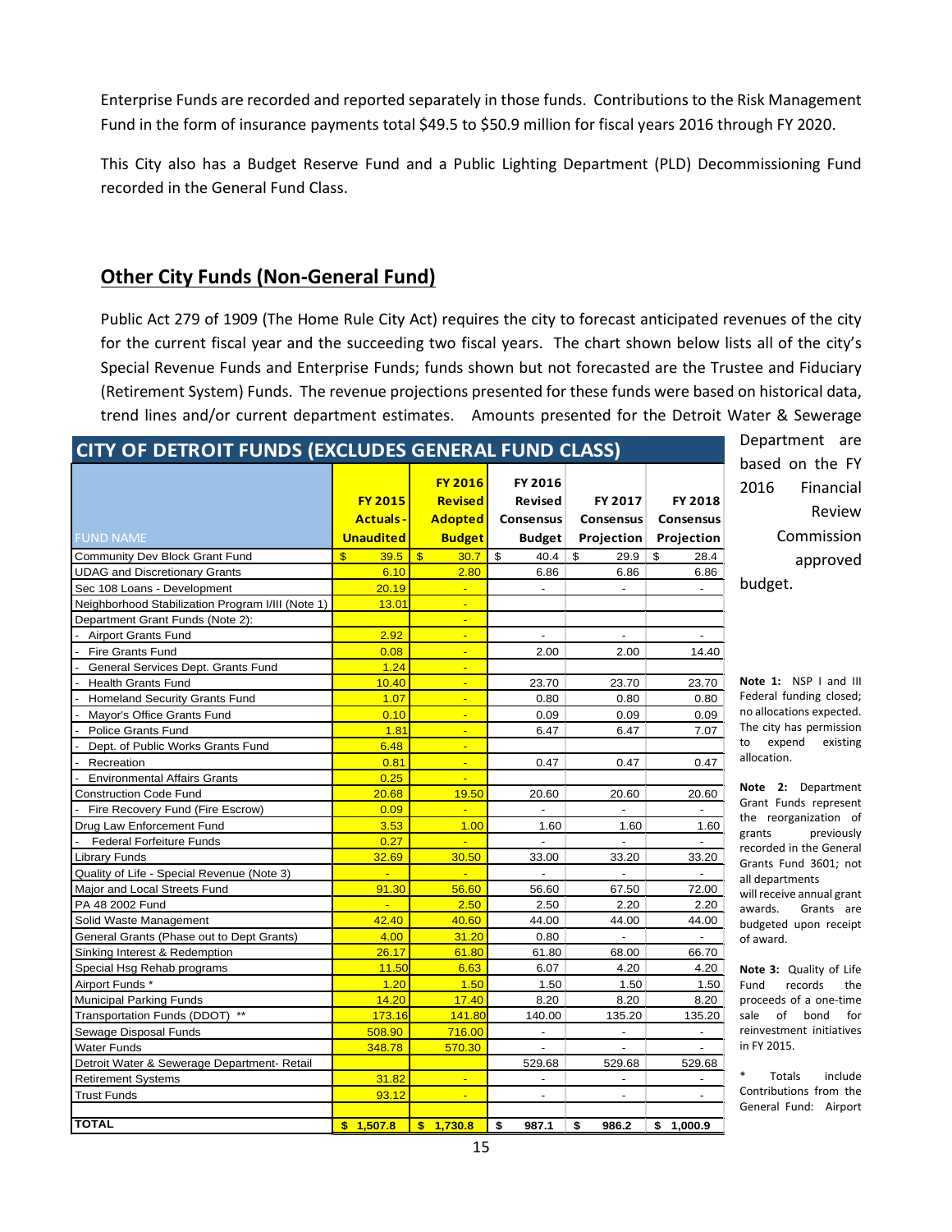Enterprise Funds are recorded and reported separately in those funds. Contributions to the Risk Management Fund in the form of insurance payments total $49.5 to $50.9 million for fiscal years 2016 through FY 2020.

This City also has a Budget Reserve Fund and a Public Lighting Department (PLD) Decommissioning Fund recorded in the General Fund Class.

## Other City Funds (Non-General Fund)

Public Act 279 of 1909 (The Home Rule City Act) requires the city to forecast anticipated revenues of the city for the current fiscal year and the succeeding two fiscal years. The chart shown below lists all of the city's Special Revenue Funds and Enterprise Funds; funds shown but not forecasted are the Trustee and Fiduciary (Retirement System) Funds. The revenue projections presented for these funds were based on historical data, trend lines and/or current department estimates. Amounts presented for the Detroit Water & Sewerage Department are based on the FY 2016 Financial Review Commission approved budget.

**CITY OF DETROIT FUNDS (EXCLUDES GENERAL FUND CLASS)**

| FUND NAME | FY 2015 Actuals - Unaudited | FY 2016 Revised Adopted Budget | FY 2016 Revised Consensus Budget | FY 2017 Consensus Projection | FY 2018 Consensus Projection |
|---|---|---|---|---|---|
| Community Dev Block Grant Fund | $ 39.5 | $ 30.7 | $ 40.4 | $ 29.9 | $ 28.4 |
| UDAG and Discretionary Grants | 6.10 | 2.80 | 6.86 | 6.86 | 6.86 |
| Sec 108 Loans - Development | 20.19 | - | - | - | - |
| Neighborhood Stabilization Program I/III (Note 1) | 13.01 | - | | | |
| Department Grant Funds (Note 2): | | - | | | |
| - Airport Grants Fund | 2.92 | - | - | - | - |
| - Fire Grants Fund | 0.08 | - | 2.00 | 2.00 | 14.40 |
| - General Services Dept. Grants Fund | 1.24 | - | | | |
| - Health Grants Fund | 10.40 | - | 23.70 | 23.70 | 23.70 |
| - Homeland Security Grants Fund | 1.07 | - | 0.80 | 0.80 | 0.80 |
| - Mayor's Office Grants Fund | 0.10 | - | 0.09 | 0.09 | 0.09 |
| - Police Grants Fund | 1.81 | - | 6.47 | 6.47 | 7.07 |
| - Dept. of Public Works Grants Fund | 6.48 | - | | | |
| - Recreation | 0.81 | - | 0.47 | 0.47 | 0.47 |
| - Environmental Affairs Grants | 0.25 | - | | | |
| Construction Code Fund | 20.68 | 19.50 | 20.60 | 20.60 | 20.60 |
| - Fire Recovery Fund (Fire Escrow) | 0.09 | - | - | - | - |
| Drug Law Enforcement Fund | 3.53 | 1.00 | 1.60 | 1.60 | 1.60 |
| - Federal Forfeiture Funds | 0.27 | - | - | - | - |
| Library Funds | 32.69 | 30.50 | 33.00 | 33.20 | 33.20 |
| Quality of Life - Special Revenue (Note 3) | - | - | - | - | - |
| Major and Local Streets Fund | 91.30 | 56.60 | 56.60 | 67.50 | 72.00 |
| PA 48 2002 Fund | - | 2.50 | 2.50 | 2.20 | 2.20 |
| Solid Waste Management | 42.40 | 40.60 | 44.00 | 44.00 | 44.00 |
| General Grants (Phase out to Dept Grants) | 4.00 | 31.20 | 0.80 | - | - |
| Sinking Interest & Redemption | 26.17 | 61.80 | 61.80 | 68.00 | 66.70 |
| Special Hsg Rehab programs | 11.50 | 6.63 | 6.07 | 4.20 | 4.20 |
| Airport Funds * | 1.20 | 1.50 | 1.50 | 1.50 | 1.50 |
| Municipal Parking Funds | 14.20 | 17.40 | 8.20 | 8.20 | 8.20 |
| Transportation Funds (DDOT) ** | 173.16 | 141.80 | 140.00 | 135.20 | 135.20 |
| Sewage Disposal Funds | 508.90 | 716.00 | - | - | - |
| Water Funds | 348.78 | 570.30 | - | - | - |
| Detroit Water & Sewerage Department- Retail | | | 529.68 | 529.68 | 529.68 |
| Retirement Systems | 31.82 | - | - | - | - |
| Trust Funds | 93.12 | - | - | - | - |
| **TOTAL** | **$ 1,507.8** | **$ 1,730.8** | **$ 987.1** | **$ 986.2** | **$ 1,000.9** |

**Note 1:** NSP I and III Federal funding closed; no allocations expected. The city has permission to expend existing allocation.

**Note 2:** Department Grant Funds represent the reorganization of grants previously recorded in the General Grants Fund 3601; not all departments will receive annual grant awards. Grants are budgeted upon receipt of award.

**Note 3:** Quality of Life Fund records the proceeds of a one-time sale of bond for reinvestment initiatives in FY 2015.

* Totals include Contributions from the General Fund: Airport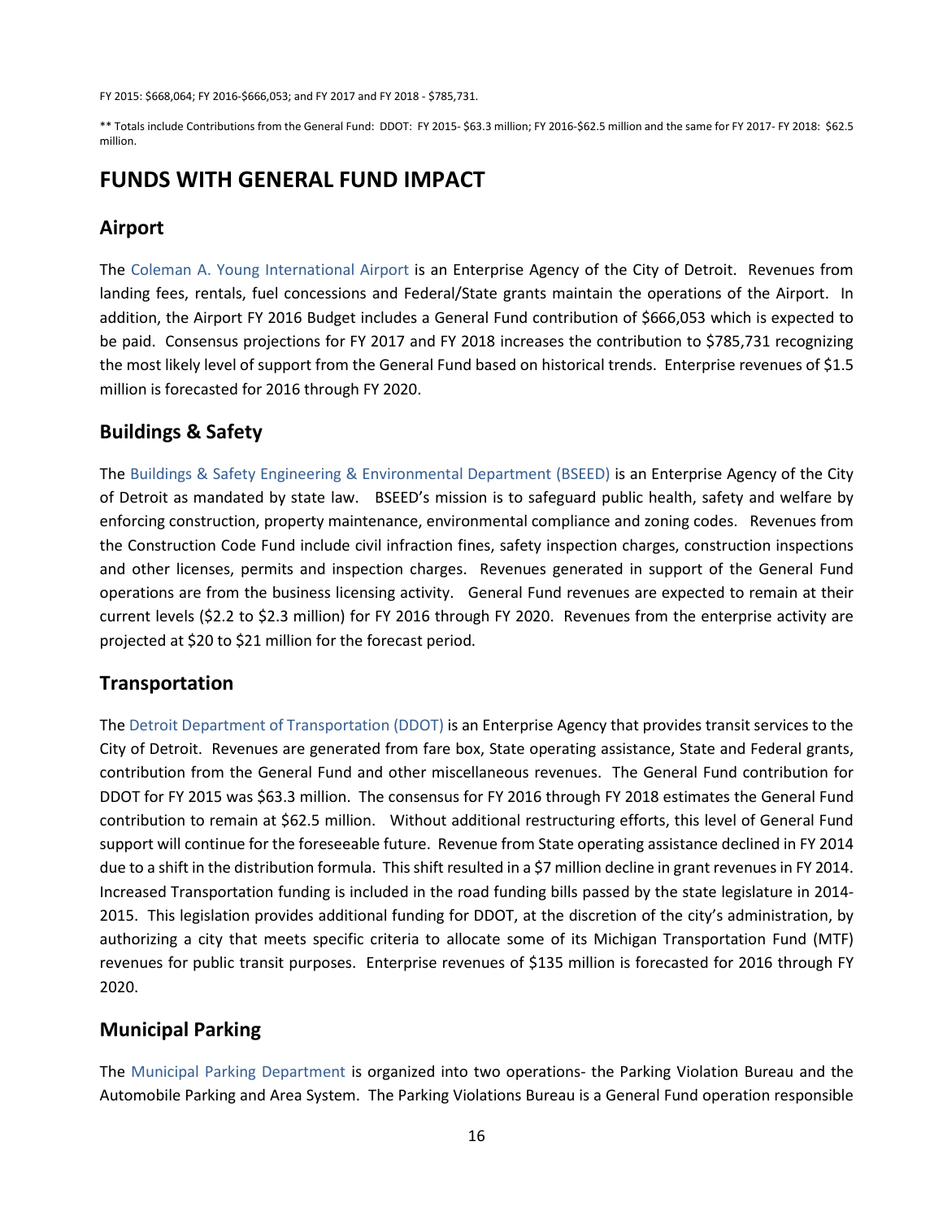FY 2015: $668,064; FY 2016-$666,053; and FY 2017 and FY 2018 - $785,731.

** Totals include Contributions from the General Fund: DDOT: FY 2015- $63.3 million; FY 2016-$62.5 million and the same for FY 2017- FY 2018: $62.5 million.

# FUNDS WITH GENERAL FUND IMPACT

## Airport

The Coleman A. Young International Airport is an Enterprise Agency of the City of Detroit. Revenues from landing fees, rentals, fuel concessions and Federal/State grants maintain the operations of the Airport. In addition, the Airport FY 2016 Budget includes a General Fund contribution of $666,053 which is expected to be paid. Consensus projections for FY 2017 and FY 2018 increases the contribution to $785,731 recognizing the most likely level of support from the General Fund based on historical trends. Enterprise revenues of $1.5 million is forecasted for 2016 through FY 2020.

## Buildings & Safety

The Buildings & Safety Engineering & Environmental Department (BSEED) is an Enterprise Agency of the City of Detroit as mandated by state law. BSEED's mission is to safeguard public health, safety and welfare by enforcing construction, property maintenance, environmental compliance and zoning codes. Revenues from the Construction Code Fund include civil infraction fines, safety inspection charges, construction inspections and other licenses, permits and inspection charges. Revenues generated in support of the General Fund operations are from the business licensing activity. General Fund revenues are expected to remain at their current levels ($2.2 to $2.3 million) for FY 2016 through FY 2020. Revenues from the enterprise activity are projected at $20 to $21 million for the forecast period.

## Transportation

The Detroit Department of Transportation (DDOT) is an Enterprise Agency that provides transit services to the City of Detroit. Revenues are generated from fare box, State operating assistance, State and Federal grants, contribution from the General Fund and other miscellaneous revenues. The General Fund contribution for DDOT for FY 2015 was $63.3 million. The consensus for FY 2016 through FY 2018 estimates the General Fund contribution to remain at $62.5 million. Without additional restructuring efforts, this level of General Fund support will continue for the foreseeable future. Revenue from State operating assistance declined in FY 2014 due to a shift in the distribution formula. This shift resulted in a $7 million decline in grant revenues in FY 2014. Increased Transportation funding is included in the road funding bills passed by the state legislature in 2014-2015. This legislation provides additional funding for DDOT, at the discretion of the city's administration, by authorizing a city that meets specific criteria to allocate some of its Michigan Transportation Fund (MTF) revenues for public transit purposes. Enterprise revenues of $135 million is forecasted for 2016 through FY 2020.

## Municipal Parking

The Municipal Parking Department is organized into two operations- the Parking Violation Bureau and the Automobile Parking and Area System. The Parking Violations Bureau is a General Fund operation responsible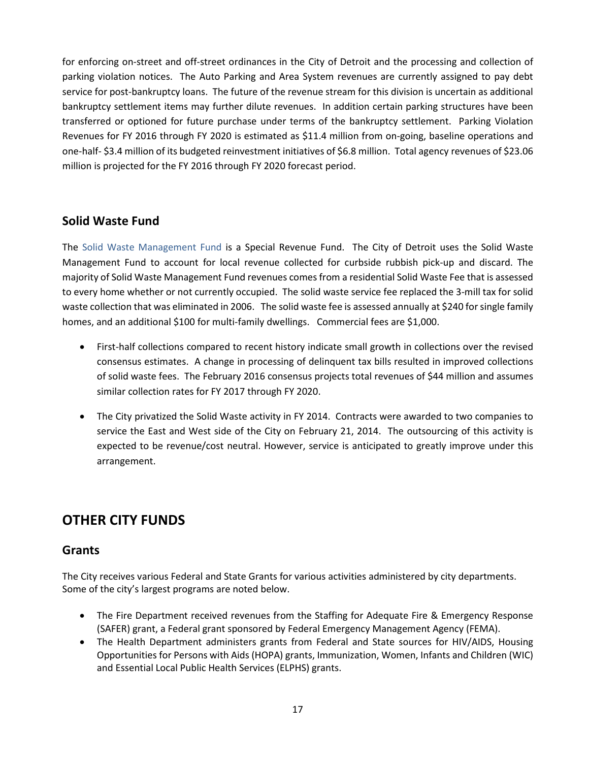for enforcing on-street and off-street ordinances in the City of Detroit and the processing and collection of parking violation notices. The Auto Parking and Area System revenues are currently assigned to pay debt service for post-bankruptcy loans. The future of the revenue stream for this division is uncertain as additional bankruptcy settlement items may further dilute revenues. In addition certain parking structures have been transferred or optioned for future purchase under terms of the bankruptcy settlement. Parking Violation Revenues for FY 2016 through FY 2020 is estimated as $11.4 million from on-going, baseline operations and one-half- $3.4 million of its budgeted reinvestment initiatives of $6.8 million. Total agency revenues of $23.06 million is projected for the FY 2016 through FY 2020 forecast period.

## Solid Waste Fund

The Solid Waste Management Fund is a Special Revenue Fund. The City of Detroit uses the Solid Waste Management Fund to account for local revenue collected for curbside rubbish pick-up and discard. The majority of Solid Waste Management Fund revenues comes from a residential Solid Waste Fee that is assessed to every home whether or not currently occupied. The solid waste service fee replaced the 3-mill tax for solid waste collection that was eliminated in 2006. The solid waste fee is assessed annually at $240 for single family homes, and an additional $100 for multi-family dwellings. Commercial fees are $1,000.

- First-half collections compared to recent history indicate small growth in collections over the revised consensus estimates. A change in processing of delinquent tax bills resulted in improved collections of solid waste fees. The February 2016 consensus projects total revenues of $44 million and assumes similar collection rates for FY 2017 through FY 2020.
- The City privatized the Solid Waste activity in FY 2014. Contracts were awarded to two companies to service the East and West side of the City on February 21, 2014. The outsourcing of this activity is expected to be revenue/cost neutral. However, service is anticipated to greatly improve under this arrangement.

# OTHER CITY FUNDS

## Grants

The City receives various Federal and State Grants for various activities administered by city departments. Some of the city's largest programs are noted below.

- The Fire Department received revenues from the Staffing for Adequate Fire & Emergency Response (SAFER) grant, a Federal grant sponsored by Federal Emergency Management Agency (FEMA).
- The Health Department administers grants from Federal and State sources for HIV/AIDS, Housing Opportunities for Persons with Aids (HOPA) grants, Immunization, Women, Infants and Children (WIC) and Essential Local Public Health Services (ELPHS) grants.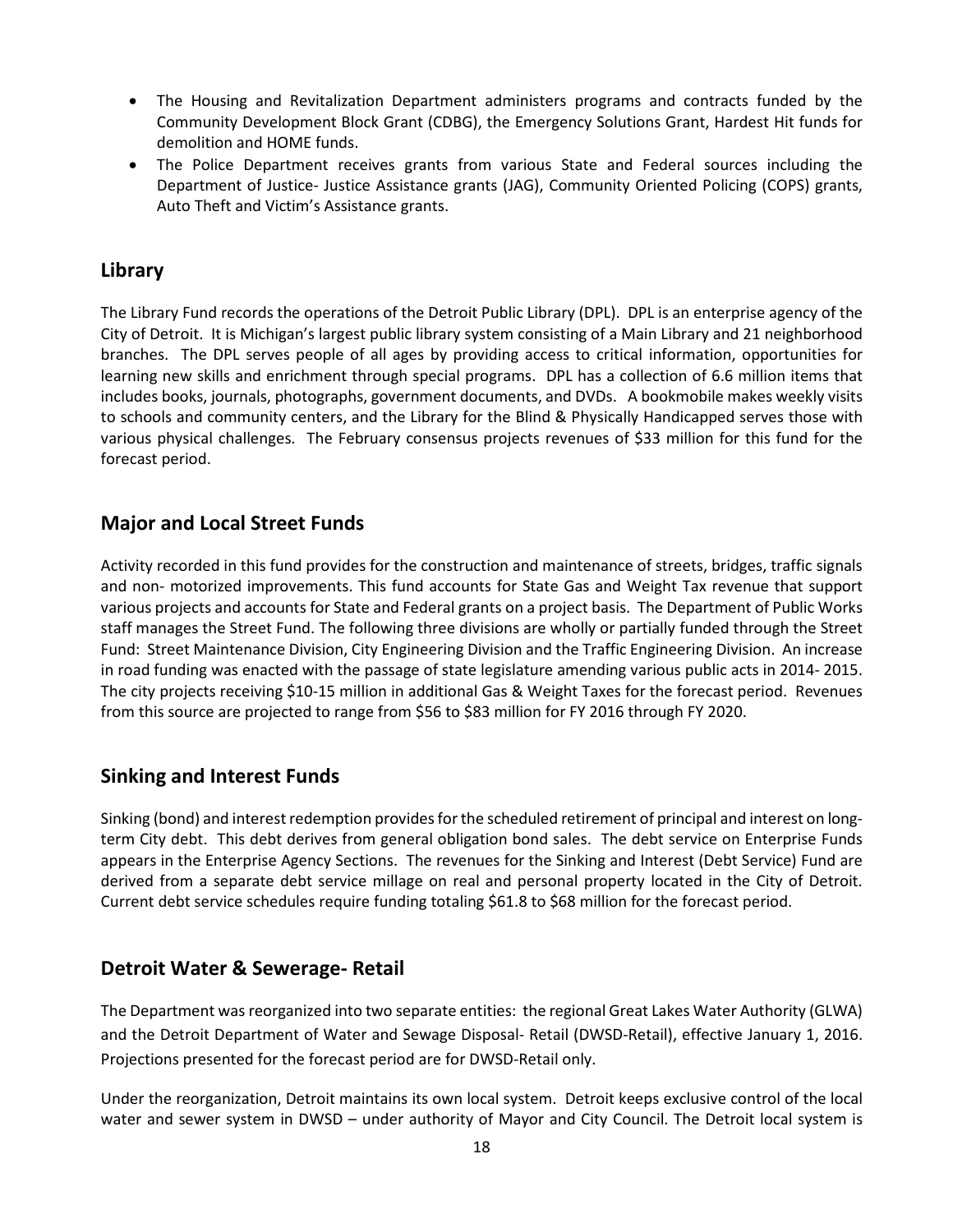- The Housing and Revitalization Department administers programs and contracts funded by the Community Development Block Grant (CDBG), the Emergency Solutions Grant, Hardest Hit funds for demolition and HOME funds.
- The Police Department receives grants from various State and Federal sources including the Department of Justice- Justice Assistance grants (JAG), Community Oriented Policing (COPS) grants, Auto Theft and Victim's Assistance grants.

## Library

The Library Fund records the operations of the Detroit Public Library (DPL). DPL is an enterprise agency of the City of Detroit. It is Michigan's largest public library system consisting of a Main Library and 21 neighborhood branches. The DPL serves people of all ages by providing access to critical information, opportunities for learning new skills and enrichment through special programs. DPL has a collection of 6.6 million items that includes books, journals, photographs, government documents, and DVDs. A bookmobile makes weekly visits to schools and community centers, and the Library for the Blind & Physically Handicapped serves those with various physical challenges. The February consensus projects revenues of $33 million for this fund for the forecast period.

## Major and Local Street Funds

Activity recorded in this fund provides for the construction and maintenance of streets, bridges, traffic signals and non- motorized improvements. This fund accounts for State Gas and Weight Tax revenue that support various projects and accounts for State and Federal grants on a project basis. The Department of Public Works staff manages the Street Fund. The following three divisions are wholly or partially funded through the Street Fund: Street Maintenance Division, City Engineering Division and the Traffic Engineering Division. An increase in road funding was enacted with the passage of state legislature amending various public acts in 2014- 2015. The city projects receiving $10-15 million in additional Gas & Weight Taxes for the forecast period. Revenues from this source are projected to range from $56 to $83 million for FY 2016 through FY 2020.

## Sinking and Interest Funds

Sinking (bond) and interest redemption provides for the scheduled retirement of principal and interest on long-term City debt. This debt derives from general obligation bond sales. The debt service on Enterprise Funds appears in the Enterprise Agency Sections. The revenues for the Sinking and Interest (Debt Service) Fund are derived from a separate debt service millage on real and personal property located in the City of Detroit. Current debt service schedules require funding totaling $61.8 to $68 million for the forecast period.

## Detroit Water & Sewerage- Retail

The Department was reorganized into two separate entities: the regional Great Lakes Water Authority (GLWA) and the Detroit Department of Water and Sewage Disposal- Retail (DWSD-Retail), effective January 1, 2016. Projections presented for the forecast period are for DWSD-Retail only.

Under the reorganization, Detroit maintains its own local system. Detroit keeps exclusive control of the local water and sewer system in DWSD – under authority of Mayor and City Council. The Detroit local system is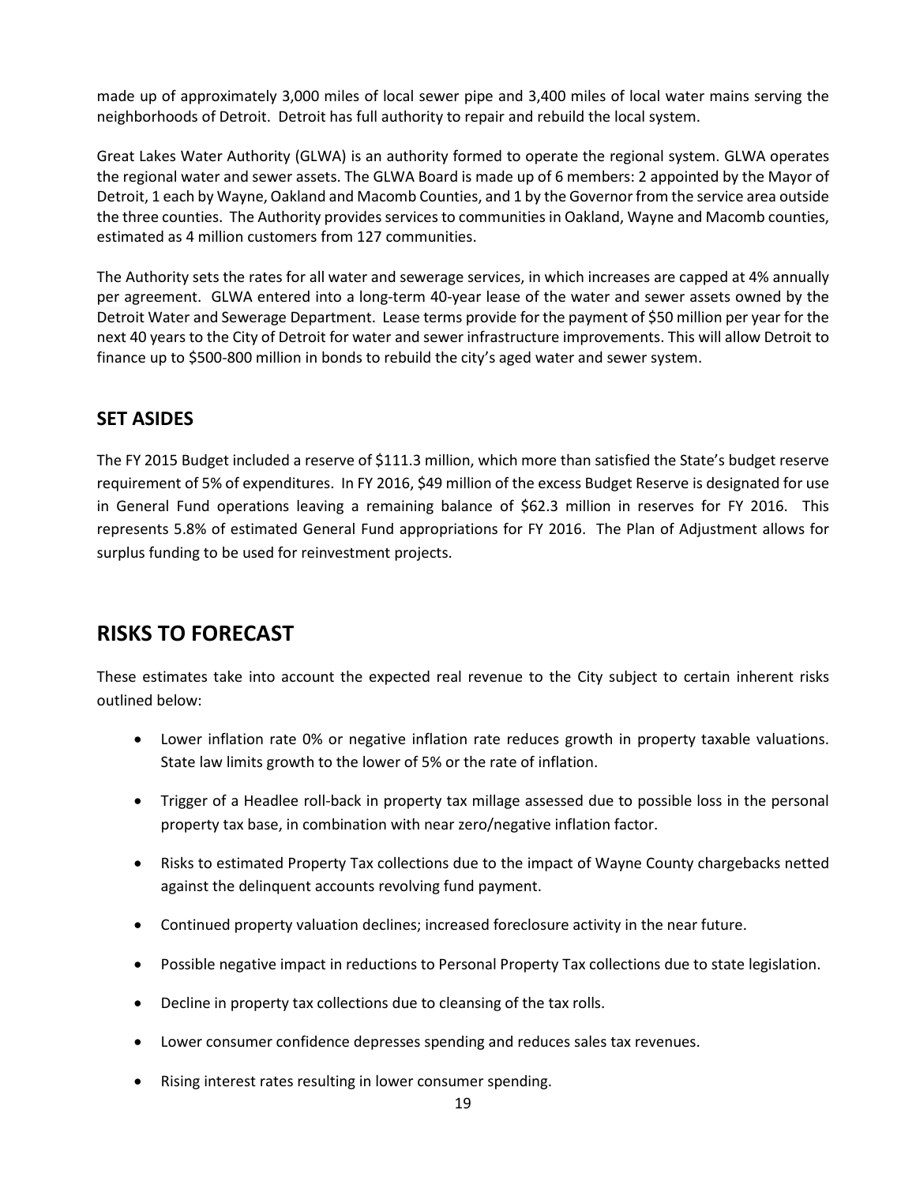made up of approximately 3,000 miles of local sewer pipe and 3,400 miles of local water mains serving the neighborhoods of Detroit. Detroit has full authority to repair and rebuild the local system.

Great Lakes Water Authority (GLWA) is an authority formed to operate the regional system. GLWA operates the regional water and sewer assets. The GLWA Board is made up of 6 members: 2 appointed by the Mayor of Detroit, 1 each by Wayne, Oakland and Macomb Counties, and 1 by the Governor from the service area outside the three counties. The Authority provides services to communities in Oakland, Wayne and Macomb counties, estimated as 4 million customers from 127 communities.

The Authority sets the rates for all water and sewerage services, in which increases are capped at 4% annually per agreement. GLWA entered into a long-term 40-year lease of the water and sewer assets owned by the Detroit Water and Sewerage Department. Lease terms provide for the payment of $50 million per year for the next 40 years to the City of Detroit for water and sewer infrastructure improvements. This will allow Detroit to finance up to $500-800 million in bonds to rebuild the city's aged water and sewer system.

## SET ASIDES

The FY 2015 Budget included a reserve of $111.3 million, which more than satisfied the State's budget reserve requirement of 5% of expenditures. In FY 2016, $49 million of the excess Budget Reserve is designated for use in General Fund operations leaving a remaining balance of $62.3 million in reserves for FY 2016. This represents 5.8% of estimated General Fund appropriations for FY 2016. The Plan of Adjustment allows for surplus funding to be used for reinvestment projects.

# RISKS TO FORECAST

These estimates take into account the expected real revenue to the City subject to certain inherent risks outlined below:

- Lower inflation rate 0% or negative inflation rate reduces growth in property taxable valuations. State law limits growth to the lower of 5% or the rate of inflation.
- Trigger of a Headlee roll-back in property tax millage assessed due to possible loss in the personal property tax base, in combination with near zero/negative inflation factor.
- Risks to estimated Property Tax collections due to the impact of Wayne County chargebacks netted against the delinquent accounts revolving fund payment.
- Continued property valuation declines; increased foreclosure activity in the near future.
- Possible negative impact in reductions to Personal Property Tax collections due to state legislation.
- Decline in property tax collections due to cleansing of the tax rolls.
- Lower consumer confidence depresses spending and reduces sales tax revenues.
- Rising interest rates resulting in lower consumer spending.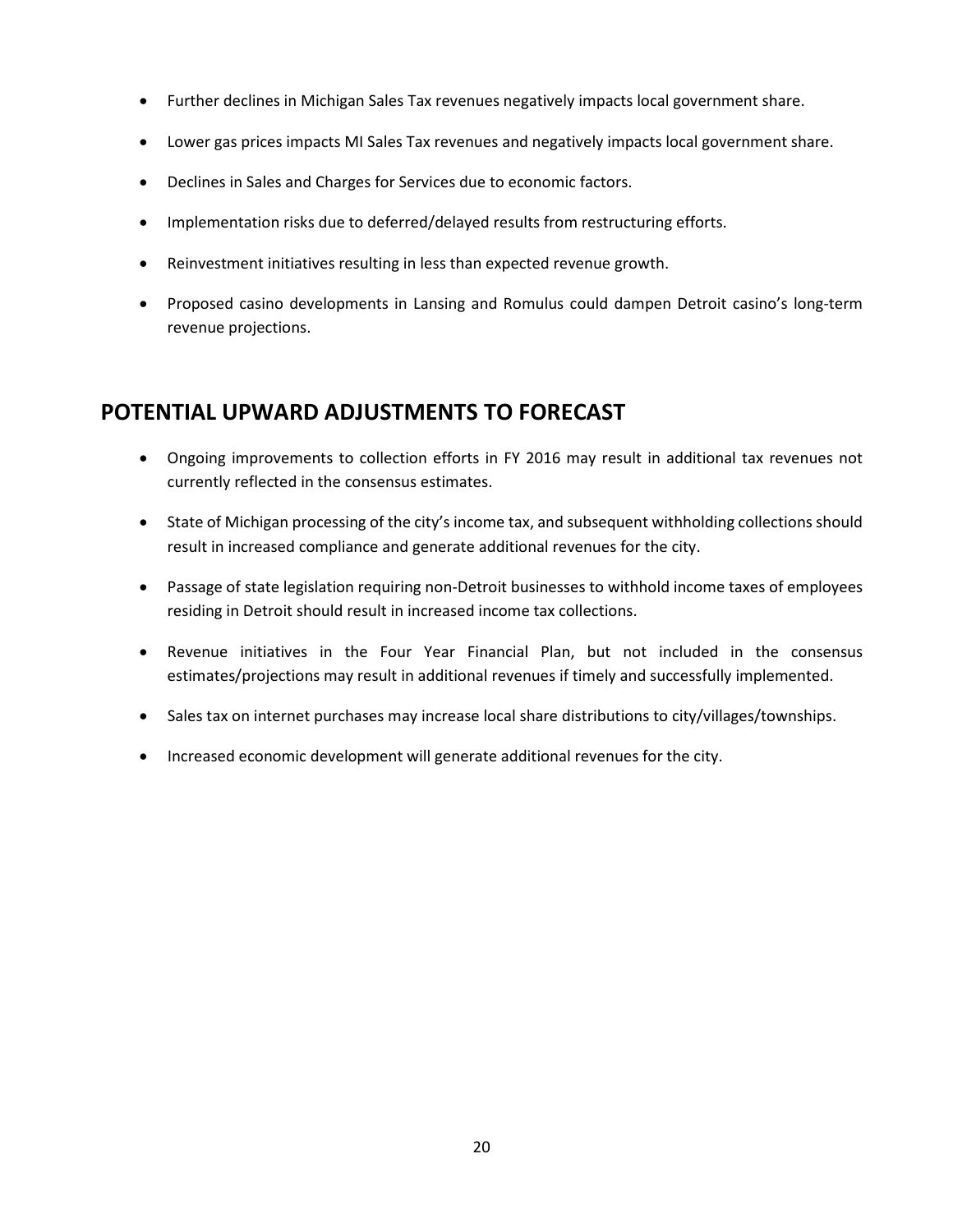- Further declines in Michigan Sales Tax revenues negatively impacts local government share.
- Lower gas prices impacts MI Sales Tax revenues and negatively impacts local government share.
- Declines in Sales and Charges for Services due to economic factors.
- Implementation risks due to deferred/delayed results from restructuring efforts.
- Reinvestment initiatives resulting in less than expected revenue growth.
- Proposed casino developments in Lansing and Romulus could dampen Detroit casino's long-term revenue projections.

## POTENTIAL UPWARD ADJUSTMENTS TO FORECAST

- Ongoing improvements to collection efforts in FY 2016 may result in additional tax revenues not currently reflected in the consensus estimates.
- State of Michigan processing of the city's income tax, and subsequent withholding collections should result in increased compliance and generate additional revenues for the city.
- Passage of state legislation requiring non-Detroit businesses to withhold income taxes of employees residing in Detroit should result in increased income tax collections.
- Revenue initiatives in the Four Year Financial Plan, but not included in the consensus estimates/projections may result in additional revenues if timely and successfully implemented.
- Sales tax on internet purchases may increase local share distributions to city/villages/townships.
- Increased economic development will generate additional revenues for the city.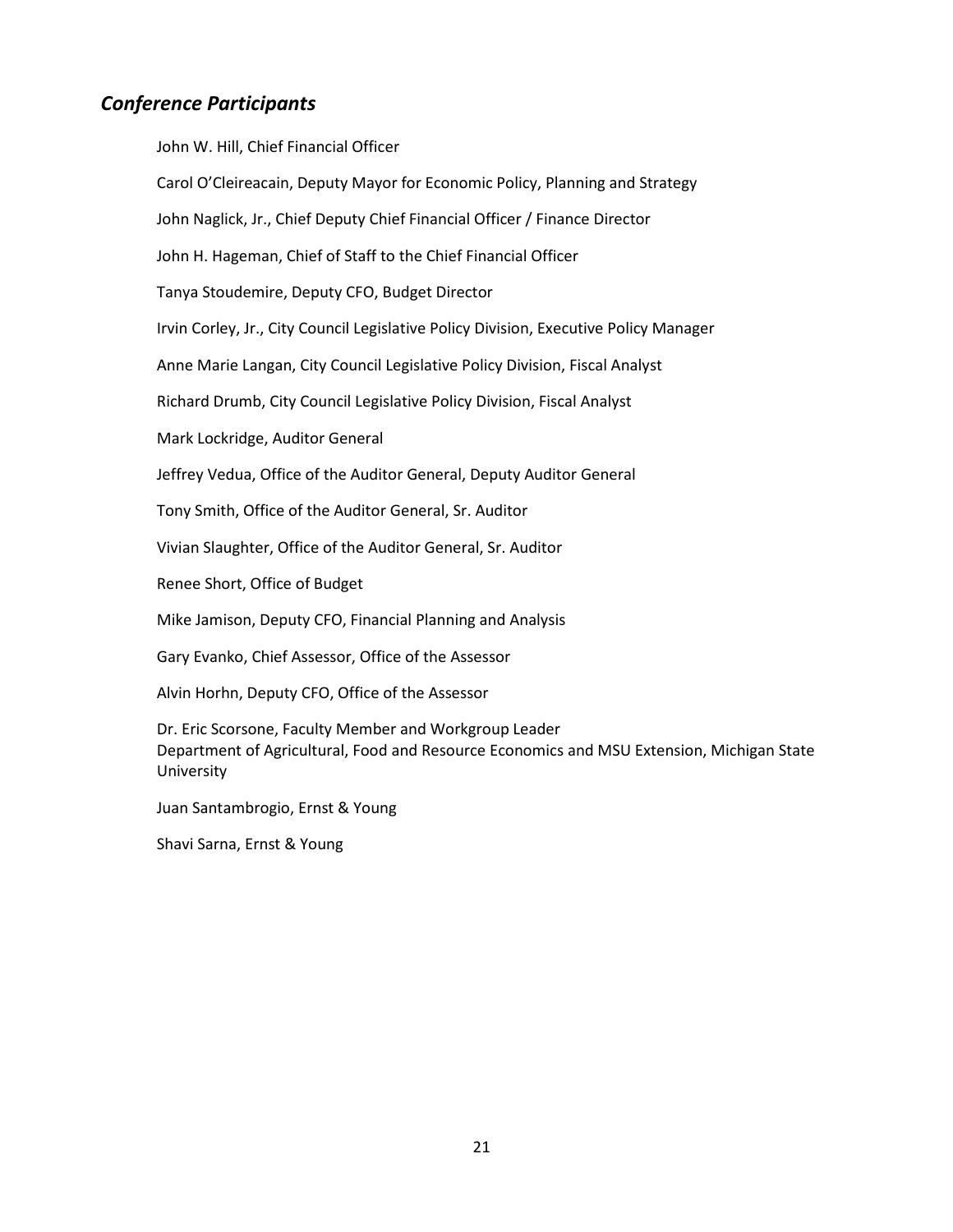## *Conference Participants*

John W. Hill, Chief Financial Officer

Carol O'Cleireacain, Deputy Mayor for Economic Policy, Planning and Strategy

John Naglick, Jr., Chief Deputy Chief Financial Officer / Finance Director

John H. Hageman, Chief of Staff to the Chief Financial Officer

Tanya Stoudemire, Deputy CFO, Budget Director

Irvin Corley, Jr., City Council Legislative Policy Division, Executive Policy Manager

Anne Marie Langan, City Council Legislative Policy Division, Fiscal Analyst

Richard Drumb, City Council Legislative Policy Division, Fiscal Analyst

Mark Lockridge, Auditor General

Jeffrey Vedua, Office of the Auditor General, Deputy Auditor General

Tony Smith, Office of the Auditor General, Sr. Auditor

Vivian Slaughter, Office of the Auditor General, Sr. Auditor

Renee Short, Office of Budget

Mike Jamison, Deputy CFO, Financial Planning and Analysis

Gary Evanko, Chief Assessor, Office of the Assessor

Alvin Horhn, Deputy CFO, Office of the Assessor

Dr. Eric Scorsone, Faculty Member and Workgroup Leader
Department of Agricultural, Food and Resource Economics and MSU Extension, Michigan State University

Juan Santambrogio, Ernst & Young

Shavi Sarna, Ernst & Young